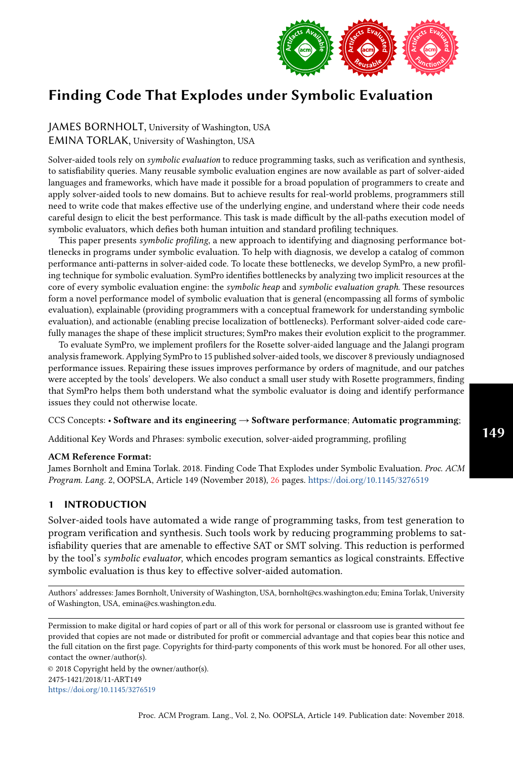# Finding Code That Explodes under Symbolic Evaluation

JAMES BORNHOLT, University of Washington, USA
EMINA TORLAK, University of Washington, USA

Solver-aided tools rely on *symbolic evaluation* to reduce programming tasks, such as verification and synthesis, to satisfiability queries. Many reusable symbolic evaluation engines are now available as part of solver-aided languages and frameworks, which have made it possible for a broad population of programmers to create and apply solver-aided tools to new domains. But to achieve results for real-world problems, programmers still need to write code that makes effective use of the underlying engine, and understand where their code needs careful design to elicit the best performance. This task is made difficult by the all-paths execution model of symbolic evaluators, which defies both human intuition and standard profiling techniques.

This paper presents *symbolic profiling*, a new approach to identifying and diagnosing performance bottlenecks in programs under symbolic evaluation. To help with diagnosis, we develop a catalog of common performance anti-patterns in solver-aided code. To locate these bottlenecks, we develop SymPro, a new profiling technique for symbolic evaluation. SymPro identifies bottlenecks by analyzing two implicit resources at the core of every symbolic evaluation engine: the *symbolic heap* and *symbolic evaluation graph*. These resources form a novel performance model of symbolic evaluation that is general (encompassing all forms of symbolic evaluation), explainable (providing programmers with a conceptual framework for understanding symbolic evaluation), and actionable (enabling precise localization of bottlenecks). Performant solver-aided code carefully manages the shape of these implicit structures; SymPro makes their evolution explicit to the programmer.

To evaluate SymPro, we implement profilers for the Rosette solver-aided language and the Jalangi program analysis framework. Applying SymPro to 15 published solver-aided tools, we discover 8 previously undiagnosed performance issues. Repairing these issues improves performance by orders of magnitude, and our patches were accepted by the tools' developers. We also conduct a small user study with Rosette programmers, finding that SymPro helps them both understand what the symbolic evaluator is doing and identify performance issues they could not otherwise locate.

CCS Concepts: • **Software and its engineering → Software performance**; **Automatic programming**;

Additional Key Words and Phrases: symbolic execution, solver-aided programming, profiling

**ACM Reference Format:**
James Bornholt and Emina Torlak. 2018. Finding Code That Explodes under Symbolic Evaluation. *Proc. ACM Program. Lang.* 2, OOPSLA, Article 149 (November 2018), 26 pages. https://doi.org/10.1145/3276519

## 1 INTRODUCTION

Solver-aided tools have automated a wide range of programming tasks, from test generation to program verification and synthesis. Such tools work by reducing programming problems to satisfiability queries that are amenable to effective SAT or SMT solving. This reduction is performed by the tool's *symbolic evaluator*, which encodes program semantics as logical constraints. Effective symbolic evaluation is thus key to effective solver-aided automation.

Authors' addresses: James Bornholt, University of Washington, USA, bornholt@cs.washington.edu; Emina Torlak, University of Washington, USA, emina@cs.washington.edu.

Permission to make digital or hard copies of part or all of this work for personal or classroom use is granted without fee provided that copies are not made or distributed for profit or commercial advantage and that copies bear this notice and the full citation on the first page. Copyrights for third-party components of this work must be honored. For all other uses, contact the owner/author(s).

© 2018 Copyright held by the owner/author(s).
2475-1421/2018/11-ART149
https://doi.org/10.1145/3276519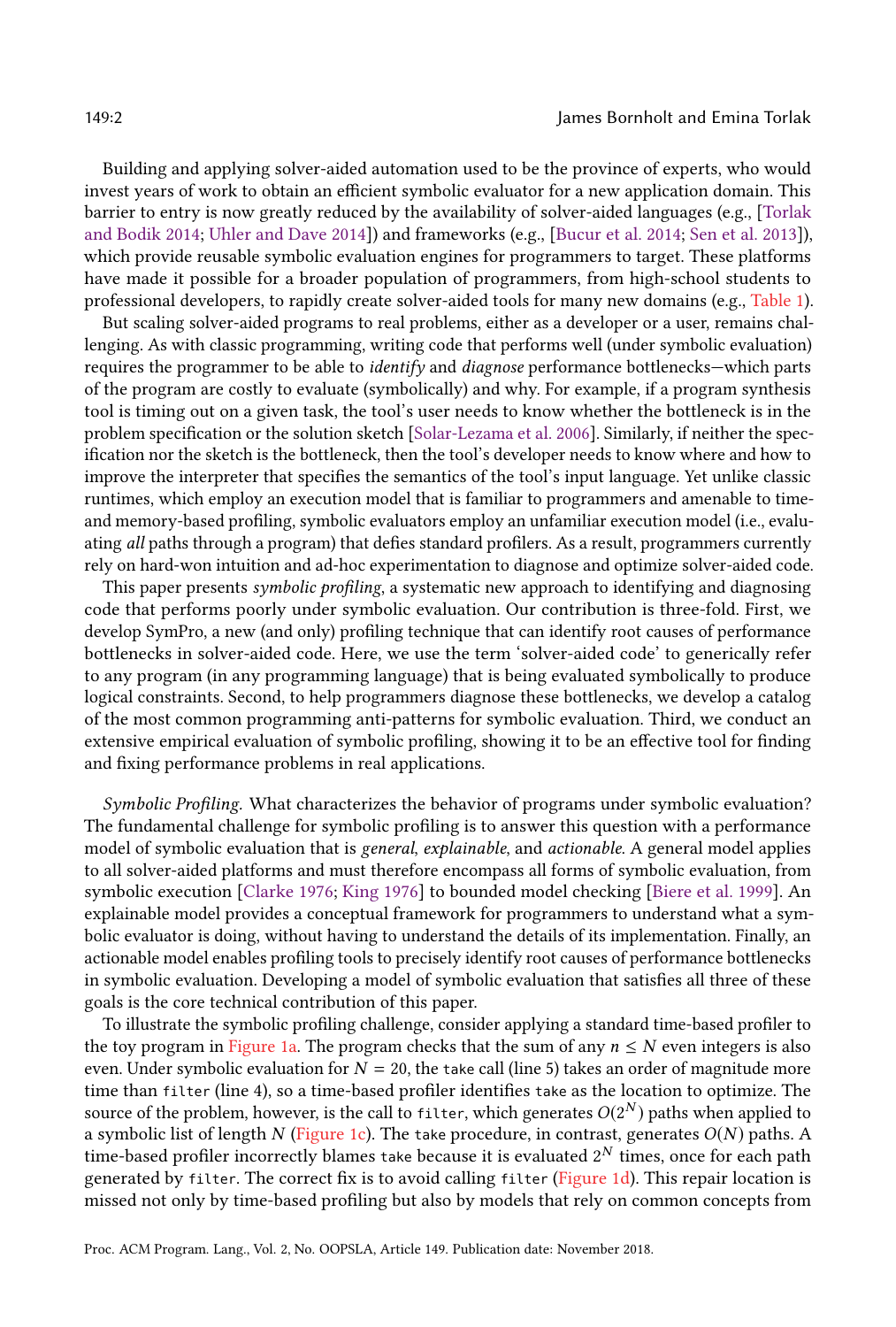Building and applying solver-aided automation used to be the province of experts, who would invest years of work to obtain an efficient symbolic evaluator for a new application domain. This barrier to entry is now greatly reduced by the availability of solver-aided languages (e.g., [Torlak and Bodik 2014; Uhler and Dave 2014]) and frameworks (e.g., [Bucur et al. 2014; Sen et al. 2013]), which provide reusable symbolic evaluation engines for programmers to target. These platforms have made it possible for a broader population of programmers, from high-school students to professional developers, to rapidly create solver-aided tools for many new domains (e.g., Table 1).

But scaling solver-aided programs to real problems, either as a developer or a user, remains challenging. As with classic programming, writing code that performs well (under symbolic evaluation) requires the programmer to be able to *identify* and *diagnose* performance bottlenecks—which parts of the program are costly to evaluate (symbolically) and why. For example, if a program synthesis tool is timing out on a given task, the tool's user needs to know whether the bottleneck is in the problem specification or the solution sketch [Solar-Lezama et al. 2006]. Similarly, if neither the specification nor the sketch is the bottleneck, then the tool's developer needs to know where and how to improve the interpreter that specifies the semantics of the tool's input language. Yet unlike classic runtimes, which employ an execution model that is familiar to programmers and amenable to time- and memory-based profiling, symbolic evaluators employ an unfamiliar execution model (i.e., evaluating *all* paths through a program) that defies standard profilers. As a result, programmers currently rely on hard-won intuition and ad-hoc experimentation to diagnose and optimize solver-aided code.

This paper presents *symbolic profiling*, a systematic new approach to identifying and diagnosing code that performs poorly under symbolic evaluation. Our contribution is three-fold. First, we develop SymPro, a new (and only) profiling technique that can identify root causes of performance bottlenecks in solver-aided code. Here, we use the term 'solver-aided code' to generically refer to any program (in any programming language) that is being evaluated symbolically to produce logical constraints. Second, to help programmers diagnose these bottlenecks, we develop a catalog of the most common programming anti-patterns for symbolic evaluation. Third, we conduct an extensive empirical evaluation of symbolic profiling, showing it to be an effective tool for finding and fixing performance problems in real applications.

*Symbolic Profiling.* What characterizes the behavior of programs under symbolic evaluation? The fundamental challenge for symbolic profiling is to answer this question with a performance model of symbolic evaluation that is *general*, *explainable*, and *actionable*. A general model applies to all solver-aided platforms and must therefore encompass all forms of symbolic evaluation, from symbolic execution [Clarke 1976; King 1976] to bounded model checking [Biere et al. 1999]. An explainable model provides a conceptual framework for programmers to understand what a symbolic evaluator is doing, without having to understand the details of its implementation. Finally, an actionable model enables profiling tools to precisely identify root causes of performance bottlenecks in symbolic evaluation. Developing a model of symbolic evaluation that satisfies all three of these goals is the core technical contribution of this paper.

To illustrate the symbolic profiling challenge, consider applying a standard time-based profiler to the toy program in Figure 1a. The program checks that the sum of any $n \leq N$ even integers is also even. Under symbolic evaluation for $N = 20$, the `take` call (line 5) takes an order of magnitude more time than `filter` (line 4), so a time-based profiler identifies `take` as the location to optimize. The source of the problem, however, is the call to `filter`, which generates $O(2^N)$ paths when applied to a symbolic list of length $N$ (Figure 1c). The `take` procedure, in contrast, generates $O(N)$ paths. A time-based profiler incorrectly blames `take` because it is evaluated $2^N$ times, once for each path generated by `filter`. The correct fix is to avoid calling `filter` (Figure 1d). This repair location is missed not only by time-based profiling but also by models that rely on common concepts from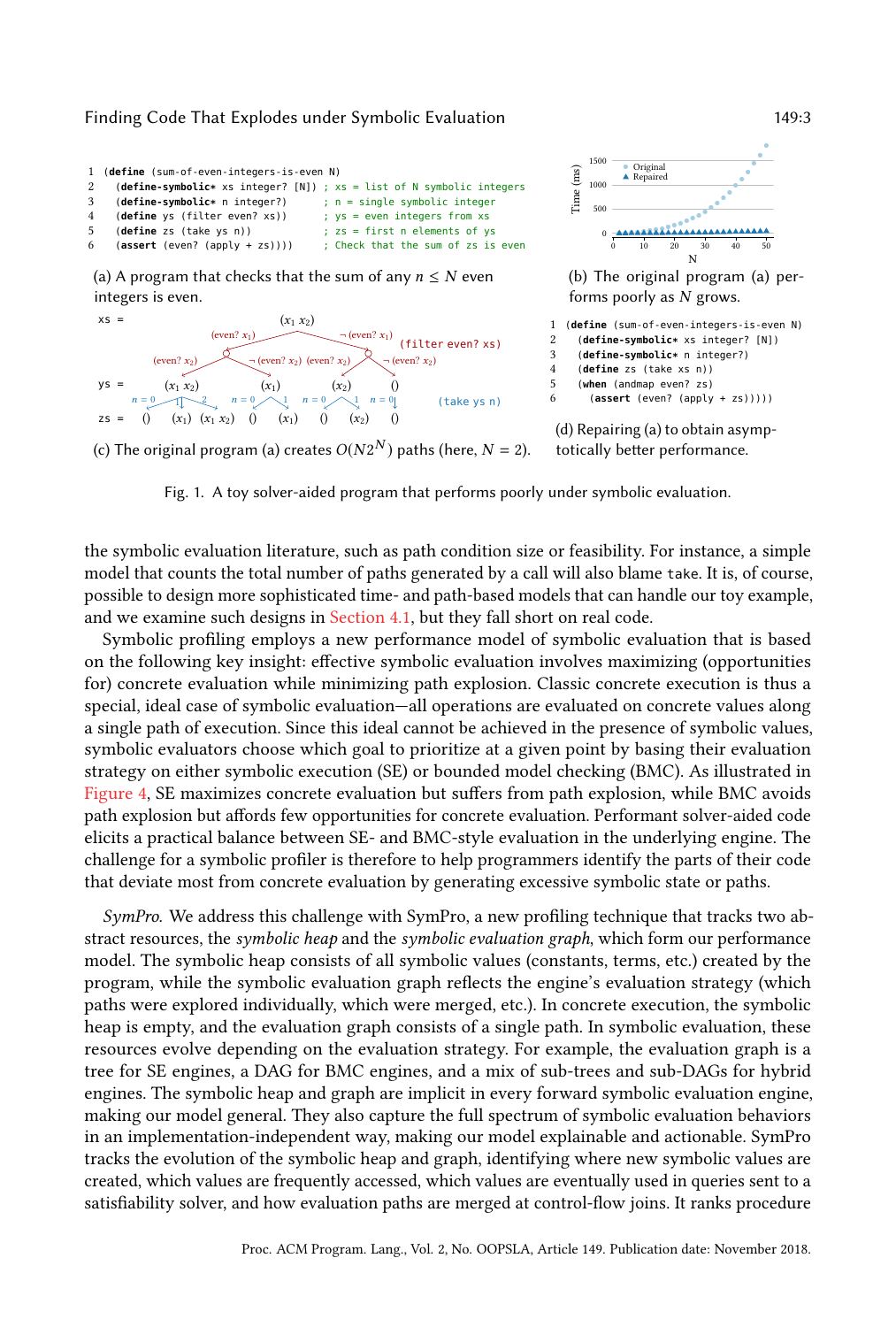```
1 (define (sum-of-even-integers-is-even N)
2   (define-symbolic* xs integer? [N]) ; xs = list of N symbolic integers
3   (define-symbolic* n integer?)      ; n = single symbolic integer
4   (define ys (filter even? xs))      ; ys = even integers from xs
5   (define zs (take ys n))            ; zs = first n elements of ys
6   (assert (even? (apply + zs))))     ; Check that the sum of zs is even
```

(a) A program that checks that the sum of any $n \leq N$ even integers is even.

(b) The original program (a) performs poorly as $N$ grows.

(c) The original program (a) creates $O(N2^N)$ paths (here, $N = 2$).

```
1 (define (sum-of-even-integers-is-even N)
2   (define-symbolic* xs integer? [N])
3   (define-symbolic* n integer?)
4   (define zs (take xs n))
5   (when (andmap even? zs)
6     (assert (even? (apply + zs)))))
```

(d) Repairing (a) to obtain asymptotically better performance.

Fig. 1. A toy solver-aided program that performs poorly under symbolic evaluation.

the symbolic evaluation literature, such as path condition size or feasibility. For instance, a simple model that counts the total number of paths generated by a call will also blame `take`. It is, of course, possible to design more sophisticated time- and path-based models that can handle our toy example, and we examine such designs in Section 4.1, but they fall short on real code.

Symbolic profiling employs a new performance model of symbolic evaluation that is based on the following key insight: effective symbolic evaluation involves maximizing (opportunities for) concrete evaluation while minimizing path explosion. Classic concrete execution is thus a special, ideal case of symbolic evaluation—all operations are evaluated on concrete values along a single path of execution. Since this ideal cannot be achieved in the presence of symbolic values, symbolic evaluators choose which goal to prioritize at a given point by basing their evaluation strategy on either symbolic execution (SE) or bounded model checking (BMC). As illustrated in Figure 4, SE maximizes concrete evaluation but suffers from path explosion, while BMC avoids path explosion but affords few opportunities for concrete evaluation. Performant solver-aided code elicits a practical balance between SE- and BMC-style evaluation in the underlying engine. The challenge for a symbolic profiler is therefore to help programmers identify the parts of their code that deviate most from concrete evaluation by generating excessive symbolic state or paths.

*SymPro.* We address this challenge with SymPro, a new profiling technique that tracks two abstract resources, the *symbolic heap* and the *symbolic evaluation graph*, which form our performance model. The symbolic heap consists of all symbolic values (constants, terms, etc.) created by the program, while the symbolic evaluation graph reflects the engine's evaluation strategy (which paths were explored individually, which were merged, etc.). In concrete execution, the symbolic heap is empty, and the evaluation graph consists of a single path. In symbolic evaluation, these resources evolve depending on the evaluation strategy. For example, the evaluation graph is a tree for SE engines, a DAG for BMC engines, and a mix of sub-trees and sub-DAGs for hybrid engines. The symbolic heap and graph are implicit in every forward symbolic evaluation engine, making our model general. They also capture the full spectrum of symbolic evaluation behaviors in an implementation-independent way, making our model explainable and actionable. SymPro tracks the evolution of the symbolic heap and graph, identifying where new symbolic values are created, which values are frequently accessed, which values are eventually used in queries sent to a satisfiability solver, and how evaluation paths are merged at control-flow joins. It ranks procedure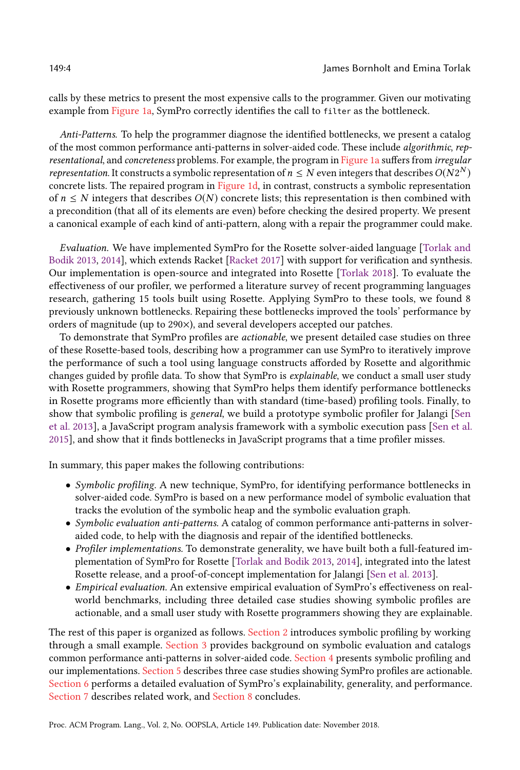calls by these metrics to present the most expensive calls to the programmer. Given our motivating example from Figure 1a, SymPro correctly identifies the call to `filter` as the bottleneck.

*Anti-Patterns.* To help the programmer diagnose the identified bottlenecks, we present a catalog of the most common performance anti-patterns in solver-aided code. These include *algorithmic*, *representational*, and *concreteness* problems. For example, the program in Figure 1a suffers from *irregular representation.* It constructs a symbolic representation of $n \leq N$ even integers that describes $O(N2^N)$ concrete lists. The repaired program in Figure 1d, in contrast, constructs a symbolic representation of $n \leq N$ integers that describes $O(N)$ concrete lists; this representation is then combined with a precondition (that all of its elements are even) before checking the desired property. We present a canonical example of each kind of anti-pattern, along with a repair the programmer could make.

*Evaluation.* We have implemented SymPro for the Rosette solver-aided language [Torlak and Bodik 2013, 2014], which extends Racket [Racket 2017] with support for verification and synthesis. Our implementation is open-source and integrated into Rosette [Torlak 2018]. To evaluate the effectiveness of our profiler, we performed a literature survey of recent programming languages research, gathering 15 tools built using Rosette. Applying SymPro to these tools, we found 8 previously unknown bottlenecks. Repairing these bottlenecks improved the tools' performance by orders of magnitude (up to 290×), and several developers accepted our patches.

To demonstrate that SymPro profiles are *actionable*, we present detailed case studies on three of these Rosette-based tools, describing how a programmer can use SymPro to iteratively improve the performance of such a tool using language constructs afforded by Rosette and algorithmic changes guided by profile data. To show that SymPro is *explainable*, we conduct a small user study with Rosette programmers, showing that SymPro helps them identify performance bottlenecks in Rosette programs more efficiently than with standard (time-based) profiling tools. Finally, to show that symbolic profiling is *general*, we build a prototype symbolic profiler for Jalangi [Sen et al. 2013], a JavaScript program analysis framework with a symbolic execution pass [Sen et al. 2015], and show that it finds bottlenecks in JavaScript programs that a time profiler misses.

In summary, this paper makes the following contributions:

- *Symbolic profiling.* A new technique, SymPro, for identifying performance bottlenecks in solver-aided code. SymPro is based on a new performance model of symbolic evaluation that tracks the evolution of the symbolic heap and the symbolic evaluation graph.
- *Symbolic evaluation anti-patterns.* A catalog of common performance anti-patterns in solver-aided code, to help with the diagnosis and repair of the identified bottlenecks.
- *Profiler implementations.* To demonstrate generality, we have built both a full-featured implementation of SymPro for Rosette [Torlak and Bodik 2013, 2014], integrated into the latest Rosette release, and a proof-of-concept implementation for Jalangi [Sen et al. 2013].
- *Empirical evaluation.* An extensive empirical evaluation of SymPro's effectiveness on real-world benchmarks, including three detailed case studies showing symbolic profiles are actionable, and a small user study with Rosette programmers showing they are explainable.

The rest of this paper is organized as follows. Section 2 introduces symbolic profiling by working through a small example. Section 3 provides background on symbolic evaluation and catalogs common performance anti-patterns in solver-aided code. Section 4 presents symbolic profiling and our implementations. Section 5 describes three case studies showing SymPro profiles are actionable. Section 6 performs a detailed evaluation of SymPro's explainability, generality, and performance. Section 7 describes related work, and Section 8 concludes.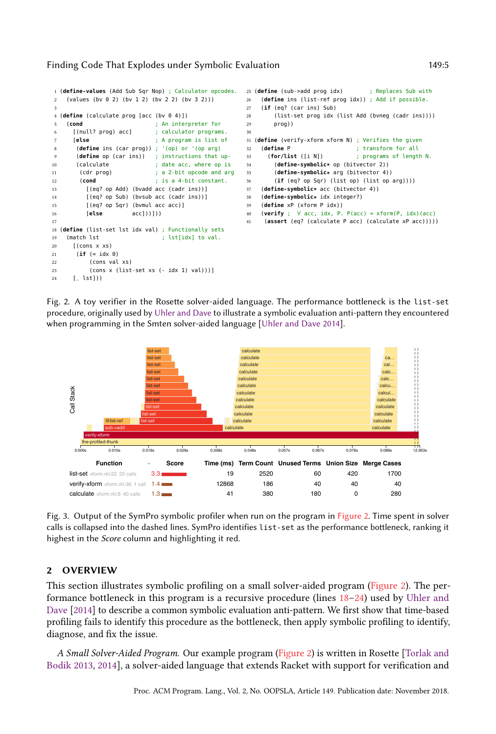```racket
1  (define-values (Add Sub Sqr Nop) ; Calculator opcodes.
2    (values (bv 0 2) (bv 1 2) (bv 2 2) (bv 3 2)))
3
4  (define (calculate prog [acc (bv 0 4)])
5    (cond                      ; An interpreter for
6      [(null? prog) acc]       ; calculator programs.
7      [else                    ; A program is list of
8       (define ins (car prog)) ; '(op) or '(op arg)
9       (define op (car ins))   ; instructions that up-
10      (calculate              ; date acc, where op is
11       (cdr prog)             ; a 2-bit opcode and arg
12       (cond                  ; is a 4-bit constant.
13         [(eq? op Add) (bvadd acc (cadr ins))]
14         [(eq? op Sub) (bvsub acc (cadr ins))]
15         [(eq? op Sqr) (bvmul acc acc)]
16         [else         acc]))]))
17
18 (define (list-set lst idx val) ; Functionally sets
19   (match lst                   ; lst[idx] to val.
20     [(cons x xs)
21      (if (= idx 0)
22          (cons val xs)
23          (cons x (list-set xs (- idx 1) val)))]
24     [_ lst]))
```

```racket
25 (define (sub->add prog idx)       ; Replaces Sub with
26   (define ins (list-ref prog idx)) ; Add if possible.
27   (if (eq? (car ins) Sub)
28       (list-set prog idx (list Add (bvneg (cadr ins))))
29       prog))
30
31 (define (verify-xform xform N) ; Verifies the given
32   (define P                    ; transform for all
33     (for/list ([i N])          ; programs of length N.
34       (define-symbolic* op (bitvector 2))
35       (define-symbolic* arg (bitvector 4))
36       (if (eq? op Sqr) (list op) (list op arg))))
37   (define-symbolic* acc (bitvector 4))
38   (define-symbolic* idx integer?)
39   (define xP (xform P idx))
40   (verify ; ∀ acc, idx, P. P(acc) = xform(P, idx)(acc)
41    (assert (eq? (calculate P acc) (calculate xP acc)))))
```

Fig. 2. A toy verifier in the Rosette solver-aided language. The performance bottleneck is the `list-set` procedure, originally used by Uhler and Dave to illustrate a symbolic evaluation anti-pattern they encountered when programming in the Smten solver-aided language [Uhler and Dave 2014].

| Function | Score | Time (ms) | Term Count | Unused Terms | Union Size | Merge Cases |
|---|---|---|---|---|---|---|
| list-set xform.rkt:22 20 calls | 3.3 | 19 | 2520 | 60 | 420 | 1700 |
| verify-xform xform.rkt:36 1 call | 1.4 | 12868 | 186 | 40 | 40 | 40 |
| calculate xform.rkt:8 40 calls | 1.3 | 41 | 380 | 180 | 0 | 280 |

Fig. 3. Output of the SymPro symbolic profiler when run on the program in Figure 2. Time spent in solver calls is collapsed into the dashed lines. SymPro identifies `list-set` as the performance bottleneck, ranking it highest in the *Score* column and highlighting it red.

## 2 OVERVIEW

This section illustrates symbolic profiling on a small solver-aided program (Figure 2). The performance bottleneck in this program is a recursive procedure (lines 18–24) used by Uhler and Dave [2014] to describe a common symbolic evaluation anti-pattern. We first show that time-based profiling fails to identify this procedure as the bottleneck, then apply symbolic profiling to identify, diagnose, and fix the issue.

*A Small Solver-Aided Program.* Our example program (Figure 2) is written in Rosette [Torlak and Bodik 2013, 2014], a solver-aided language that extends Racket with support for verification and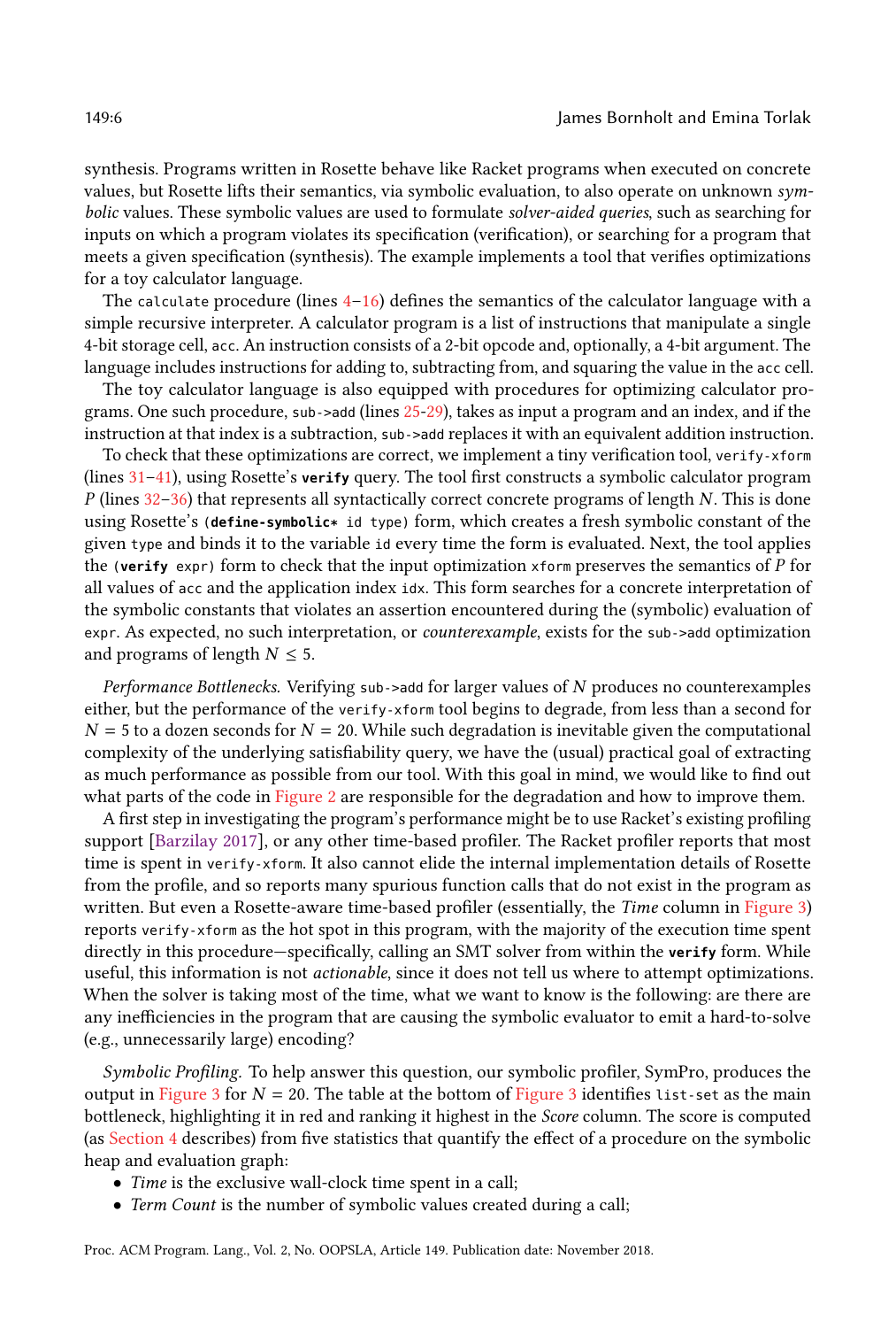synthesis. Programs written in Rosette behave like Racket programs when executed on concrete values, but Rosette lifts their semantics, via symbolic evaluation, to also operate on unknown *symbolic* values. These symbolic values are used to formulate *solver-aided queries*, such as searching for inputs on which a program violates its specification (verification), or searching for a program that meets a given specification (synthesis). The example implements a tool that verifies optimizations for a toy calculator language.

The `calculate` procedure (lines 4–16) defines the semantics of the calculator language with a simple recursive interpreter. A calculator program is a list of instructions that manipulate a single 4-bit storage cell, `acc`. An instruction consists of a 2-bit opcode and, optionally, a 4-bit argument. The language includes instructions for adding to, subtracting from, and squaring the value in the `acc` cell.

The toy calculator language is also equipped with procedures for optimizing calculator programs. One such procedure, `sub->add` (lines 25-29), takes as input a program and an index, and if the instruction at that index is a subtraction, `sub->add` replaces it with an equivalent addition instruction.

To check that these optimizations are correct, we implement a tiny verification tool, `verify-xform` (lines 31–41), using Rosette's **`verify`** query. The tool first constructs a symbolic calculator program $P$ (lines 32–36) that represents all syntactically correct concrete programs of length $N$. This is done using Rosette's `(`**`define-symbolic*`**` id type)` form, which creates a fresh symbolic constant of the given `type` and binds it to the variable `id` every time the form is evaluated. Next, the tool applies the `(`**`verify`**` expr)` form to check that the input optimization `xform` preserves the semantics of $P$ for all values of `acc` and the application index `idx`. This form searches for a concrete interpretation of the symbolic constants that violates an assertion encountered during the (symbolic) evaluation of `expr`. As expected, no such interpretation, or *counterexample*, exists for the `sub->add` optimization and programs of length $N \leq 5$.

*Performance Bottlenecks.* Verifying `sub->add` for larger values of $N$ produces no counterexamples either, but the performance of the `verify-xform` tool begins to degrade, from less than a second for $N = 5$ to a dozen seconds for $N = 20$. While such degradation is inevitable given the computational complexity of the underlying satisfiability query, we have the (usual) practical goal of extracting as much performance as possible from our tool. With this goal in mind, we would like to find out what parts of the code in Figure 2 are responsible for the degradation and how to improve them.

A first step in investigating the program's performance might be to use Racket's existing profiling support [Barzilay 2017], or any other time-based profiler. The Racket profiler reports that most time is spent in `verify-xform`. It also cannot elide the internal implementation details of Rosette from the profile, and so reports many spurious function calls that do not exist in the program as written. But even a Rosette-aware time-based profiler (essentially, the *Time* column in Figure 3) reports `verify-xform` as the hot spot in this program, with the majority of the execution time spent directly in this procedure—specifically, calling an SMT solver from within the **`verify`** form. While useful, this information is not *actionable*, since it does not tell us where to attempt optimizations. When the solver is taking most of the time, what we want to know is the following: are there are any inefficiencies in the program that are causing the symbolic evaluator to emit a hard-to-solve (e.g., unnecessarily large) encoding?

*Symbolic Profiling.* To help answer this question, our symbolic profiler, SymPro, produces the output in Figure 3 for $N = 20$. The table at the bottom of Figure 3 identifies `list-set` as the main bottleneck, highlighting it in red and ranking it highest in the *Score* column. The score is computed (as Section 4 describes) from five statistics that quantify the effect of a procedure on the symbolic heap and evaluation graph:

- *Time* is the exclusive wall-clock time spent in a call;
- *Term Count* is the number of symbolic values created during a call;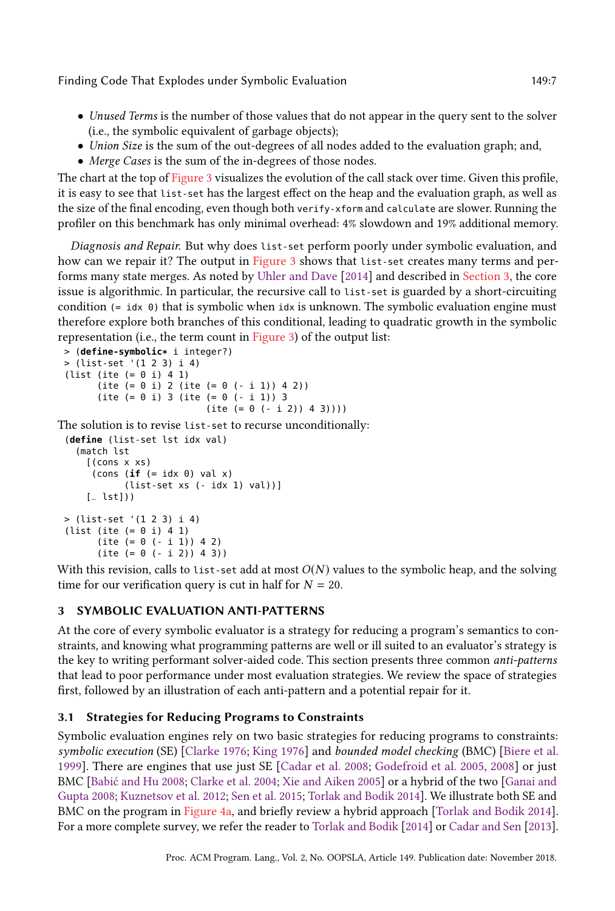- *Unused Terms* is the number of those values that do not appear in the query sent to the solver (i.e., the symbolic equivalent of garbage objects);
- *Union Size* is the sum of the out-degrees of all nodes added to the evaluation graph; and,
- *Merge Cases* is the sum of the in-degrees of those nodes.

The chart at the top of Figure 3 visualizes the evolution of the call stack over time. Given this profile, it is easy to see that `list-set` has the largest effect on the heap and the evaluation graph, as well as the size of the final encoding, even though both `verify-xform` and `calculate` are slower. Running the profiler on this benchmark has only minimal overhead: 4% slowdown and 19% additional memory.

*Diagnosis and Repair.* But why does `list-set` perform poorly under symbolic evaluation, and how can we repair it? The output in Figure 3 shows that `list-set` creates many terms and performs many state merges. As noted by Uhler and Dave [2014] and described in Section 3, the core issue is algorithmic. In particular, the recursive call to `list-set` is guarded by a short-circuiting condition `(= idx 0)` that is symbolic when `idx` is unknown. The symbolic evaluation engine must therefore explore both branches of this conditional, leading to quadratic growth in the symbolic representation (i.e., the term count in Figure 3) of the output list:

```
> (define-symbolic* i integer?)
> (list-set '(1 2 3) i 4)
(list (ite (= 0 i) 4 1)
      (ite (= 0 i) 2 (ite (= 0 (- i 1)) 4 2))
      (ite (= 0 i) 3 (ite (= 0 (- i 1)) 3
                          (ite (= 0 (- i 2)) 4 3))))
```

The solution is to revise `list-set` to recurse unconditionally:

```
(define (list-set lst idx val)
  (match lst
    [(cons x xs)
     (cons (if (= idx 0) val x)
           (list-set xs (- idx 1) val))]
    [_ lst]))

> (list-set '(1 2 3) i 4)
(list (ite (= 0 i) 4 1)
      (ite (= 0 (- i 1)) 4 2)
      (ite (= 0 (- i 2)) 4 3))
```

With this revision, calls to `list-set` add at most $O(N)$ values to the symbolic heap, and the solving time for our verification query is cut in half for $N = 20$.

## 3 SYMBOLIC EVALUATION ANTI-PATTERNS

At the core of every symbolic evaluator is a strategy for reducing a program's semantics to constraints, and knowing what programming patterns are well or ill suited to an evaluator's strategy is the key to writing performant solver-aided code. This section presents three common *anti-patterns* that lead to poor performance under most evaluation strategies. We review the space of strategies first, followed by an illustration of each anti-pattern and a potential repair for it.

### 3.1 Strategies for Reducing Programs to Constraints

Symbolic evaluation engines rely on two basic strategies for reducing programs to constraints: *symbolic execution* (SE) [Clarke 1976; King 1976] and *bounded model checking* (BMC) [Biere et al. 1999]. There are engines that use just SE [Cadar et al. 2008; Godefroid et al. 2005, 2008] or just BMC [Babić and Hu 2008; Clarke et al. 2004; Xie and Aiken 2005] or a hybrid of the two [Ganai and Gupta 2008; Kuznetsov et al. 2012; Sen et al. 2015; Torlak and Bodik 2014]. We illustrate both SE and BMC on the program in Figure 4a, and briefly review a hybrid approach [Torlak and Bodik 2014]. For a more complete survey, we refer the reader to Torlak and Bodik [2014] or Cadar and Sen [2013].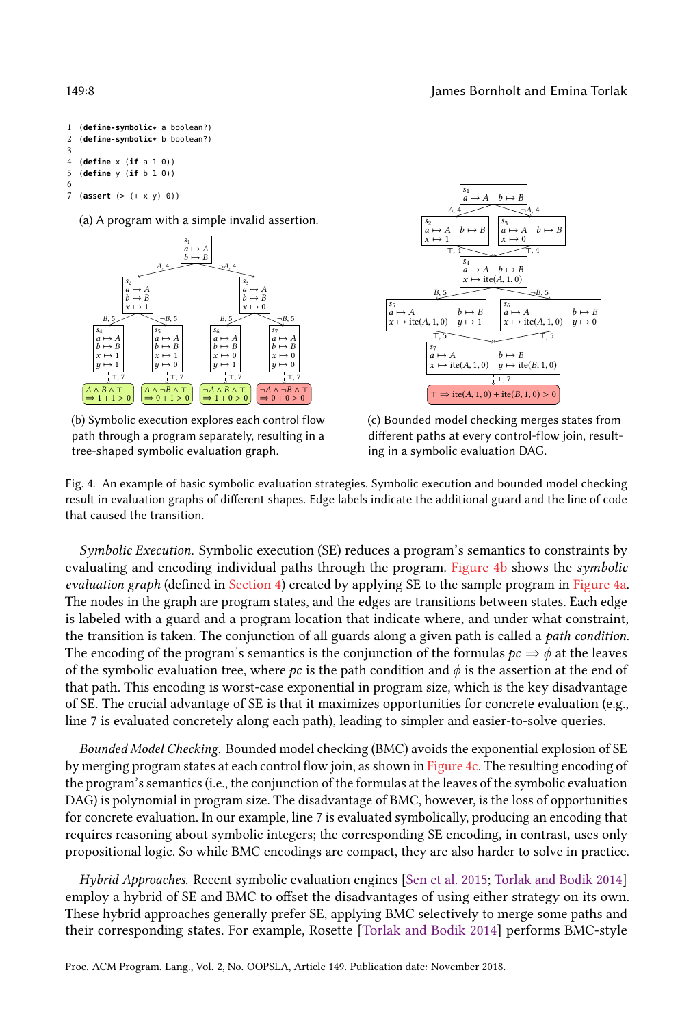```
1 (define-symbolic* a boolean?)
2 (define-symbolic* b boolean?)
3
4 (define x (if a 1 0))
5 (define y (if b 1 0))
6
7 (assert (> (+ x y) 0))
```

(a) A program with a simple invalid assertion.

(b) Symbolic execution explores each control flow path through a program separately, resulting in a tree-shaped symbolic evaluation graph.

(c) Bounded model checking merges states from different paths at every control-flow join, resulting in a symbolic evaluation DAG.

Fig. 4. An example of basic symbolic evaluation strategies. Symbolic execution and bounded model checking result in evaluation graphs of different shapes. Edge labels indicate the additional guard and the line of code that caused the transition.

*Symbolic Execution.* Symbolic execution (SE) reduces a program's semantics to constraints by evaluating and encoding individual paths through the program. Figure 4b shows the *symbolic evaluation graph* (defined in Section 4) created by applying SE to the sample program in Figure 4a. The nodes in the graph are program states, and the edges are transitions between states. Each edge is labeled with a guard and a program location that indicate where, and under what constraint, the transition is taken. The conjunction of all guards along a given path is called a *path condition*. The encoding of the program's semantics is the conjunction of the formulas $pc \implies \phi$ at the leaves of the symbolic evaluation tree, where $pc$ is the path condition and $\phi$ is the assertion at the end of that path. This encoding is worst-case exponential in program size, which is the key disadvantage of SE. The crucial advantage of SE is that it maximizes opportunities for concrete evaluation (e.g., line 7 is evaluated concretely along each path), leading to simpler and easier-to-solve queries.

*Bounded Model Checking.* Bounded model checking (BMC) avoids the exponential explosion of SE by merging program states at each control flow join, as shown in Figure 4c. The resulting encoding of the program's semantics (i.e., the conjunction of the formulas at the leaves of the symbolic evaluation DAG) is polynomial in program size. The disadvantage of BMC, however, is the loss of opportunities for concrete evaluation. In our example, line 7 is evaluated symbolically, producing an encoding that requires reasoning about symbolic integers; the corresponding SE encoding, in contrast, uses only propositional logic. So while BMC encodings are compact, they are also harder to solve in practice.

*Hybrid Approaches.* Recent symbolic evaluation engines [Sen et al. 2015; Torlak and Bodik 2014] employ a hybrid of SE and BMC to offset the disadvantages of using either strategy on its own. These hybrid approaches generally prefer SE, applying BMC selectively to merge some paths and their corresponding states. For example, Rosette [Torlak and Bodik 2014] performs BMC-style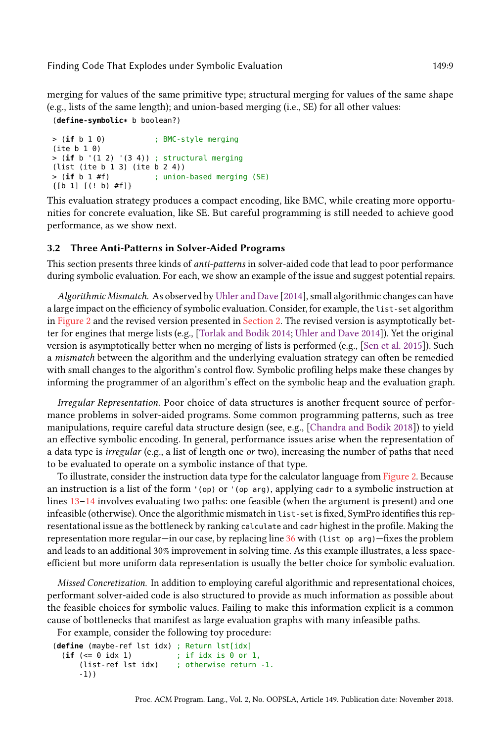merging for values of the same primitive type; structural merging for values of the same shape (e.g., lists of the same length); and union-based merging (i.e., SE) for all other values:

```
(define-symbolic* b boolean?)

> (if b 1 0)           ; BMC-style merging
(ite b 1 0)
> (if b '(1 2) '(3 4)) ; structural merging
(list (ite b 1 3) (ite b 2 4))
> (if b 1 #f)          ; union-based merging (SE)
{[b 1] [(! b) #f]}
```

This evaluation strategy produces a compact encoding, like BMC, while creating more opportunities for concrete evaluation, like SE. But careful programming is still needed to achieve good performance, as we show next.

### 3.2 Three Anti-Patterns in Solver-Aided Programs

This section presents three kinds of *anti-patterns* in solver-aided code that lead to poor performance during symbolic evaluation. For each, we show an example of the issue and suggest potential repairs.

*Algorithmic Mismatch.* As observed by Uhler and Dave [2014], small algorithmic changes can have a large impact on the efficiency of symbolic evaluation. Consider, for example, the `list-set` algorithm in Figure 2 and the revised version presented in Section 2. The revised version is asymptotically better for engines that merge lists (e.g., [Torlak and Bodik 2014; Uhler and Dave 2014]). Yet the original version is asymptotically better when no merging of lists is performed (e.g., [Sen et al. 2015]). Such a *mismatch* between the algorithm and the underlying evaluation strategy can often be remedied with small changes to the algorithm's control flow. Symbolic profiling helps make these changes by informing the programmer of an algorithm's effect on the symbolic heap and the evaluation graph.

*Irregular Representation.* Poor choice of data structures is another frequent source of performance problems in solver-aided programs. Some common programming patterns, such as tree manipulations, require careful data structure design (see, e.g., [Chandra and Bodik 2018]) to yield an effective symbolic encoding. In general, performance issues arise when the representation of a data type is *irregular* (e.g., a list of length one *or* two), increasing the number of paths that need to be evaluated to operate on a symbolic instance of that type.

To illustrate, consider the instruction data type for the calculator language from Figure 2. Because an instruction is a list of the form `'(op)` or `'(op arg)`, applying `cadr` to a symbolic instruction at lines 13–14 involves evaluating two paths: one feasible (when the argument is present) and one infeasible (otherwise). Once the algorithmic mismatch in `list-set` is fixed, SymPro identifies this representational issue as the bottleneck by ranking `calculate` and `cadr` highest in the profile. Making the representation more regular—in our case, by replacing line 36 with `(list op arg)`—fixes the problem and leads to an additional 30% improvement in solving time. As this example illustrates, a less space-efficient but more uniform data representation is usually the better choice for symbolic evaluation.

*Missed Concretization.* In addition to employing careful algorithmic and representational choices, performant solver-aided code is also structured to provide as much information as possible about the feasible choices for symbolic values. Failing to make this information explicit is a common cause of bottlenecks that manifest as large evaluation graphs with many infeasible paths.

For example, consider the following toy procedure:

```
(define (maybe-ref lst idx) ; Return lst[idx]
  (if (<= 0 idx 1)          ; if idx is 0 or 1,
      (list-ref lst idx)    ; otherwise return -1.
      -1))
```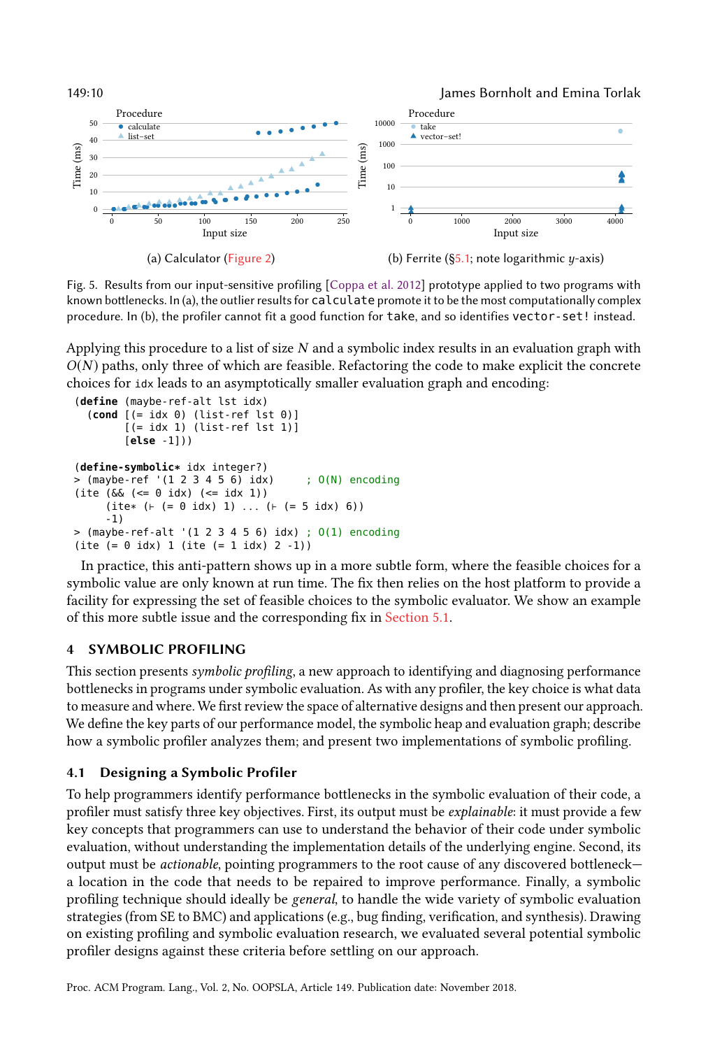(a) Calculator (Figure 2)

(b) Ferrite (§5.1; note logarithmic $y$-axis)

Fig. 5. Results from our input-sensitive profiling [Coppa et al. 2012] prototype applied to two programs with known bottlenecks. In (a), the outlier results for `calculate` promote it to be the most computationally complex procedure. In (b), the profiler cannot fit a good function for `take`, and so identifies `vector-set!` instead.

Applying this procedure to a list of size $N$ and a symbolic index results in an evaluation graph with $O(N)$ paths, only three of which are feasible. Refactoring the code to make explicit the concrete choices for `idx` leads to an asymptotically smaller evaluation graph and encoding:

```
(define (maybe-ref-alt lst idx)
  (cond [(= idx 0) (list-ref lst 0)]
        [(= idx 1) (list-ref lst 1)]
        [else -1]))

(define-symbolic* idx integer?)
> (maybe-ref '(1 2 3 4 5 6) idx)     ; O(N) encoding
(ite (&& (<= 0 idx) (<= idx 1))
     (ite* (⊢ (= 0 idx) 1) ... (⊢ (= 5 idx) 6))
     -1)
> (maybe-ref-alt '(1 2 3 4 5 6) idx) ; O(1) encoding
(ite (= 0 idx) 1 (ite (= 1 idx) 2 -1))
```

In practice, this anti-pattern shows up in a more subtle form, where the feasible choices for a symbolic value are only known at run time. The fix then relies on the host platform to provide a facility for expressing the set of feasible choices to the symbolic evaluator. We show an example of this more subtle issue and the corresponding fix in Section 5.1.

## 4 SYMBOLIC PROFILING

This section presents *symbolic profiling*, a new approach to identifying and diagnosing performance bottlenecks in programs under symbolic evaluation. As with any profiler, the key choice is what data to measure and where. We first review the space of alternative designs and then present our approach. We define the key parts of our performance model, the symbolic heap and evaluation graph; describe how a symbolic profiler analyzes them; and present two implementations of symbolic profiling.

### 4.1 Designing a Symbolic Profiler

To help programmers identify performance bottlenecks in the symbolic evaluation of their code, a profiler must satisfy three key objectives. First, its output must be *explainable*: it must provide a few key concepts that programmers can use to understand the behavior of their code under symbolic evaluation, without understanding the implementation details of the underlying engine. Second, its output must be *actionable*, pointing programmers to the root cause of any discovered bottleneck—a location in the code that needs to be repaired to improve performance. Finally, a symbolic profiling technique should ideally be *general*, to handle the wide variety of symbolic evaluation strategies (from SE to BMC) and applications (e.g., bug finding, verification, and synthesis). Drawing on existing profiling and symbolic evaluation research, we evaluated several potential symbolic profiler designs against these criteria before settling on our approach.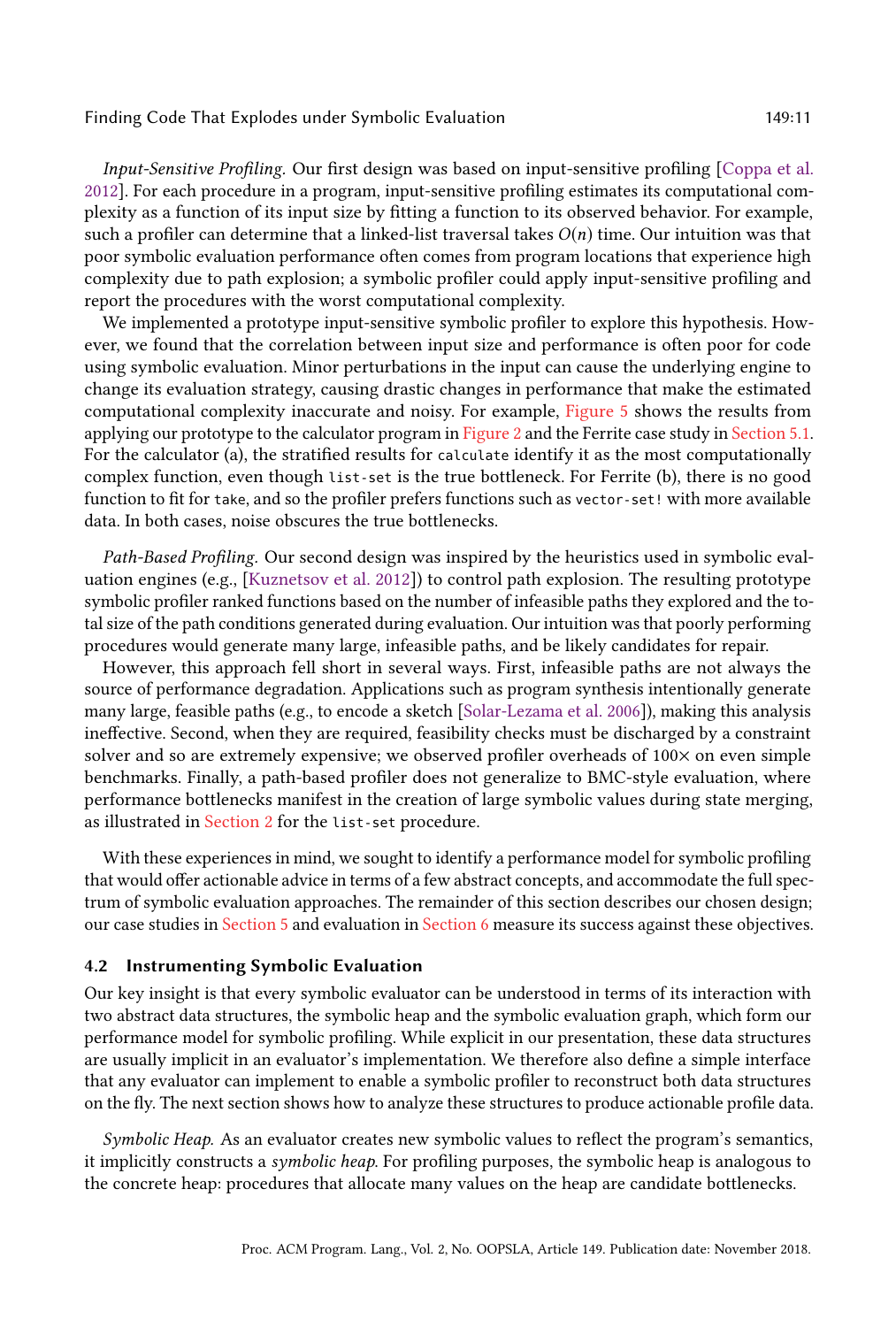*Input-Sensitive Profiling.* Our first design was based on input-sensitive profiling [Coppa et al. 2012]. For each procedure in a program, input-sensitive profiling estimates its computational complexity as a function of its input size by fitting a function to its observed behavior. For example, such a profiler can determine that a linked-list traversal takes $O(n)$ time. Our intuition was that poor symbolic evaluation performance often comes from program locations that experience high complexity due to path explosion; a symbolic profiler could apply input-sensitive profiling and report the procedures with the worst computational complexity.

We implemented a prototype input-sensitive symbolic profiler to explore this hypothesis. However, we found that the correlation between input size and performance is often poor for code using symbolic evaluation. Minor perturbations in the input can cause the underlying engine to change its evaluation strategy, causing drastic changes in performance that make the estimated computational complexity inaccurate and noisy. For example, Figure 5 shows the results from applying our prototype to the calculator program in Figure 2 and the Ferrite case study in Section 5.1. For the calculator (a), the stratified results for `calculate` identify it as the most computationally complex function, even though `list-set` is the true bottleneck. For Ferrite (b), there is no good function to fit for `take`, and so the profiler prefers functions such as `vector-set!` with more available data. In both cases, noise obscures the true bottlenecks.

*Path-Based Profiling.* Our second design was inspired by the heuristics used in symbolic evaluation engines (e.g., [Kuznetsov et al. 2012]) to control path explosion. The resulting prototype symbolic profiler ranked functions based on the number of infeasible paths they explored and the total size of the path conditions generated during evaluation. Our intuition was that poorly performing procedures would generate many large, infeasible paths, and be likely candidates for repair.

However, this approach fell short in several ways. First, infeasible paths are not always the source of performance degradation. Applications such as program synthesis intentionally generate many large, feasible paths (e.g., to encode a sketch [Solar-Lezama et al. 2006]), making this analysis ineffective. Second, when they are required, feasibility checks must be discharged by a constraint solver and so are extremely expensive; we observed profiler overheads of 100× on even simple benchmarks. Finally, a path-based profiler does not generalize to BMC-style evaluation, where performance bottlenecks manifest in the creation of large symbolic values during state merging, as illustrated in Section 2 for the `list-set` procedure.

With these experiences in mind, we sought to identify a performance model for symbolic profiling that would offer actionable advice in terms of a few abstract concepts, and accommodate the full spectrum of symbolic evaluation approaches. The remainder of this section describes our chosen design; our case studies in Section 5 and evaluation in Section 6 measure its success against these objectives.

### 4.2 Instrumenting Symbolic Evaluation

Our key insight is that every symbolic evaluator can be understood in terms of its interaction with two abstract data structures, the symbolic heap and the symbolic evaluation graph, which form our performance model for symbolic profiling. While explicit in our presentation, these data structures are usually implicit in an evaluator's implementation. We therefore also define a simple interface that any evaluator can implement to enable a symbolic profiler to reconstruct both data structures on the fly. The next section shows how to analyze these structures to produce actionable profile data.

*Symbolic Heap.* As an evaluator creates new symbolic values to reflect the program's semantics, it implicitly constructs a *symbolic heap*. For profiling purposes, the symbolic heap is analogous to the concrete heap: procedures that allocate many values on the heap are candidate bottlenecks.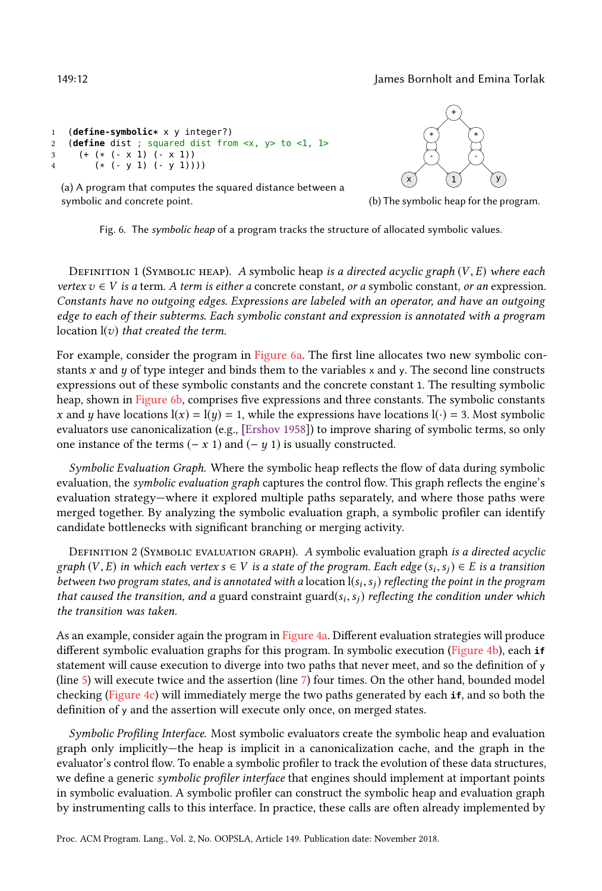```
1  (define-symbolic* x y integer?)
2  (define dist ; squared dist from <x, y> to <1, 1>
3    (+ (* (- x 1) (- x 1))
4       (* (- y 1) (- y 1))))
```

(a) A program that computes the squared distance between a symbolic and concrete point.

(b) The symbolic heap for the program.

Fig. 6. The *symbolic heap* of a program tracks the structure of allocated symbolic values.

Definition 1 (Symbolic heap). *A* symbolic heap *is a* directed acyclic graph $(V, E)$ *where each vertex* $v \in V$ *is a* term*. A term is either a* concrete constant*, or a* symbolic constant*, or an* expression*. Constants have no outgoing edges. Expressions are labeled with an operator, and have an outgoing edge to each of their subterms. Each symbolic constant and expression is annotated with a program* location $\mathrm{l}(v)$ *that created the term.*

For example, consider the program in Figure 6a. The first line allocates two new symbolic constants $x$ and $y$ of type integer and binds them to the variables x and y. The second line constructs expressions out of these symbolic constants and the concrete constant 1. The resulting symbolic heap, shown in Figure 6b, comprises five expressions and three constants. The symbolic constants $x$ and $y$ have locations $\mathrm{l}(x) = \mathrm{l}(y) = 1$, while the expressions have locations $\mathrm{l}(\cdot) = 3$. Most symbolic evaluators use canonicalization (e.g., [Ershov 1958]) to improve sharing of symbolic terms, so only one instance of the terms $(-\ x\ 1)$ and $(-\ y\ 1)$ is usually constructed.

*Symbolic Evaluation Graph.* Where the symbolic heap reflects the flow of data during symbolic evaluation, the *symbolic evaluation graph* captures the control flow. This graph reflects the engine's evaluation strategy—where it explored multiple paths separately, and where those paths were merged together. By analyzing the symbolic evaluation graph, a symbolic profiler can identify candidate bottlenecks with significant branching or merging activity.

Definition 2 (Symbolic evaluation graph). *A* symbolic evaluation graph *is a directed acyclic graph* $(V, E)$ *in which each vertex* $s \in V$ *is a state of the program. Each edge* $(s_i, s_j) \in E$ *is a transition between two program states, and is annotated with a* location $\mathrm{l}(s_i, s_j)$ *reflecting the point in the program that caused the transition, and a* guard constraint $\mathrm{guard}(s_i, s_j)$ *reflecting the condition under which the transition was taken.*

As an example, consider again the program in Figure 4a. Different evaluation strategies will produce different symbolic evaluation graphs for this program. In symbolic execution (Figure 4b), each **if** statement will cause execution to diverge into two paths that never meet, and so the definition of y (line 5) will execute twice and the assertion (line 7) four times. On the other hand, bounded model checking (Figure 4c) will immediately merge the two paths generated by each **if**, and so both the definition of y and the assertion will execute only once, on merged states.

*Symbolic Profiling Interface.* Most symbolic evaluators create the symbolic heap and evaluation graph only implicitly—the heap is implicit in a canonicalization cache, and the graph in the evaluator's control flow. To enable a symbolic profiler to track the evolution of these data structures, we define a generic *symbolic profiler interface* that engines should implement at important points in symbolic evaluation. A symbolic profiler can construct the symbolic heap and evaluation graph by instrumenting calls to this interface. In practice, these calls are often already implemented by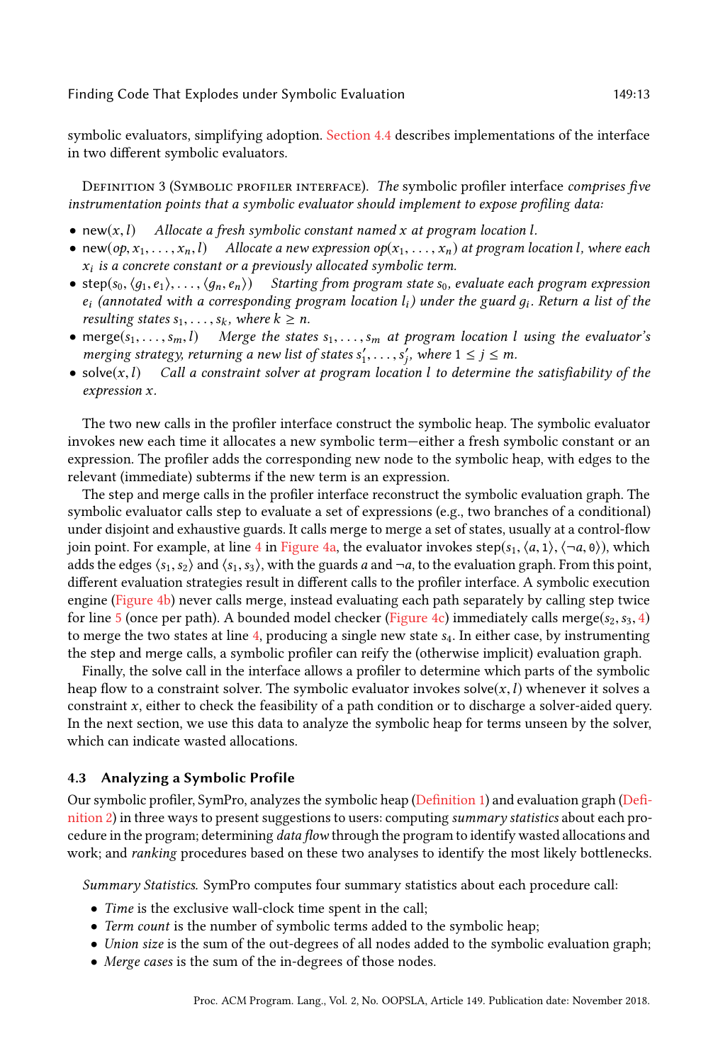symbolic evaluators, simplifying adoption. Section 4.4 describes implementations of the interface in two different symbolic evaluators.

Definition 3 (Symbolic profiler interface). *The* symbolic profiler interface *comprises five instrumentation points that a symbolic evaluator should implement to expose profiling data:*

- $\text{new}(x, l)$ *Allocate a fresh symbolic constant named $x$ at program location $l$.*
- $\text{new}(op, x_1, \ldots, x_n, l)$ *Allocate a new expression $op(x_1, \ldots, x_n)$ at program location $l$, where each $x_i$ is a concrete constant or a previously allocated symbolic term.*
- $\text{step}(s_0, \langle g_1, e_1 \rangle, \ldots, \langle g_n, e_n \rangle)$ *Starting from program state $s_0$, evaluate each program expression $e_i$ (annotated with a corresponding program location $l_i$) under the guard $g_i$. Return a list of the resulting states $s_1, \ldots, s_k$, where $k \geq n$.*
- $\text{merge}(s_1, \ldots, s_m, l)$ *Merge the states $s_1, \ldots, s_m$ at program location $l$ using the evaluator's merging strategy, returning a new list of states $s'_1, \ldots, s'_j$, where $1 \leq j \leq m$.*
- $\text{solve}(x, l)$ *Call a constraint solver at program location $l$ to determine the satisfiability of the expression $x$.*

The two new calls in the profiler interface construct the symbolic heap. The symbolic evaluator invokes new each time it allocates a new symbolic term—either a fresh symbolic constant or an expression. The profiler adds the corresponding new node to the symbolic heap, with edges to the relevant (immediate) subterms if the new term is an expression.

The step and merge calls in the profiler interface reconstruct the symbolic evaluation graph. The symbolic evaluator calls step to evaluate a set of expressions (e.g., two branches of a conditional) under disjoint and exhaustive guards. It calls merge to merge a set of states, usually at a control-flow join point. For example, at line 4 in Figure 4a, the evaluator invokes $\text{step}(s_1, \langle a, \texttt{1} \rangle, \langle \neg a, \texttt{0} \rangle)$, which adds the edges $\langle s_1, s_2 \rangle$ and $\langle s_1, s_3 \rangle$, with the guards $a$ and $\neg a$, to the evaluation graph. From this point, different evaluation strategies result in different calls to the profiler interface. A symbolic execution engine (Figure 4b) never calls merge, instead evaluating each path separately by calling step twice for line 5 (once per path). A bounded model checker (Figure 4c) immediately calls $\text{merge}(s_2, s_3, 4)$ to merge the two states at line 4, producing a single new state $s_4$. In either case, by instrumenting the step and merge calls, a symbolic profiler can reify the (otherwise implicit) evaluation graph.

Finally, the solve call in the interface allows a profiler to determine which parts of the symbolic heap flow to a constraint solver. The symbolic evaluator invokes $\text{solve}(x, l)$ whenever it solves a constraint $x$, either to check the feasibility of a path condition or to discharge a solver-aided query. In the next section, we use this data to analyze the symbolic heap for terms unseen by the solver, which can indicate wasted allocations.

### 4.3 Analyzing a Symbolic Profile

Our symbolic profiler, SymPro, analyzes the symbolic heap (Definition 1) and evaluation graph (Definition 2) in three ways to present suggestions to users: computing *summary statistics* about each procedure in the program; determining *data flow* through the program to identify wasted allocations and work; and *ranking* procedures based on these two analyses to identify the most likely bottlenecks.

*Summary Statistics.* SymPro computes four summary statistics about each procedure call:

- *Time* is the exclusive wall-clock time spent in the call;
- *Term count* is the number of symbolic terms added to the symbolic heap;
- *Union size* is the sum of the out-degrees of all nodes added to the symbolic evaluation graph;
- *Merge cases* is the sum of the in-degrees of those nodes.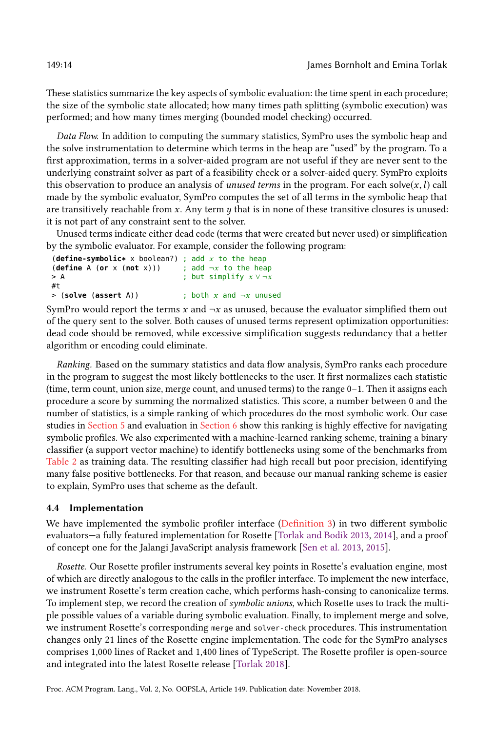These statistics summarize the key aspects of symbolic evaluation: the time spent in each procedure; the size of the symbolic state allocated; how many times path splitting (symbolic execution) was performed; and how many times merging (bounded model checking) occurred.

*Data Flow.* In addition to computing the summary statistics, SymPro uses the symbolic heap and the solve instrumentation to determine which terms in the heap are "used" by the program. To a first approximation, terms in a solver-aided program are not useful if they are never sent to the underlying constraint solver as part of a feasibility check or a solver-aided query. SymPro exploits this observation to produce an analysis of *unused terms* in the program. For each solve$(x, l)$ call made by the symbolic evaluator, SymPro computes the set of all terms in the symbolic heap that are transitively reachable from $x$. Any term $y$ that is in none of these transitive closures is unused: it is not part of any constraint sent to the solver.

Unused terms indicate either dead code (terms that were created but never used) or simplification by the symbolic evaluator. For example, consider the following program:

```
(define-symbolic* x boolean?) ; add x to the heap
(define A (or x (not x)))     ; add ¬x to the heap
> A                           ; but simplify x ∨ ¬x
#t
> (solve (assert A))          ; both x and ¬x unused
```

SymPro would report the terms $x$ and $\neg x$ as unused, because the evaluator simplified them out of the query sent to the solver. Both causes of unused terms represent optimization opportunities: dead code should be removed, while excessive simplification suggests redundancy that a better algorithm or encoding could eliminate.

*Ranking.* Based on the summary statistics and data flow analysis, SymPro ranks each procedure in the program to suggest the most likely bottlenecks to the user. It first normalizes each statistic (time, term count, union size, merge count, and unused terms) to the range 0–1. Then it assigns each procedure a score by summing the normalized statistics. This score, a number between 0 and the number of statistics, is a simple ranking of which procedures do the most symbolic work. Our case studies in Section 5 and evaluation in Section 6 show this ranking is highly effective for navigating symbolic profiles. We also experimented with a machine-learned ranking scheme, training a binary classifier (a support vector machine) to identify bottlenecks using some of the benchmarks from Table 2 as training data. The resulting classifier had high recall but poor precision, identifying many false positive bottlenecks. For that reason, and because our manual ranking scheme is easier to explain, SymPro uses that scheme as the default.

### 4.4 Implementation

We have implemented the symbolic profiler interface (Definition 3) in two different symbolic evaluators—a fully featured implementation for Rosette [Torlak and Bodik 2013, 2014], and a proof of concept one for the Jalangi JavaScript analysis framework [Sen et al. 2013, 2015].

*Rosette.* Our Rosette profiler instruments several key points in Rosette's evaluation engine, most of which are directly analogous to the calls in the profiler interface. To implement the new interface, we instrument Rosette's term creation cache, which performs hash-consing to canonicalize terms. To implement step, we record the creation of *symbolic unions*, which Rosette uses to track the multiple possible values of a variable during symbolic evaluation. Finally, to implement merge and solve, we instrument Rosette's corresponding `merge` and `solver-check` procedures. This instrumentation changes only 21 lines of the Rosette engine implementation. The code for the SymPro analyses comprises 1,000 lines of Racket and 1,400 lines of TypeScript. The Rosette profiler is open-source and integrated into the latest Rosette release [Torlak 2018].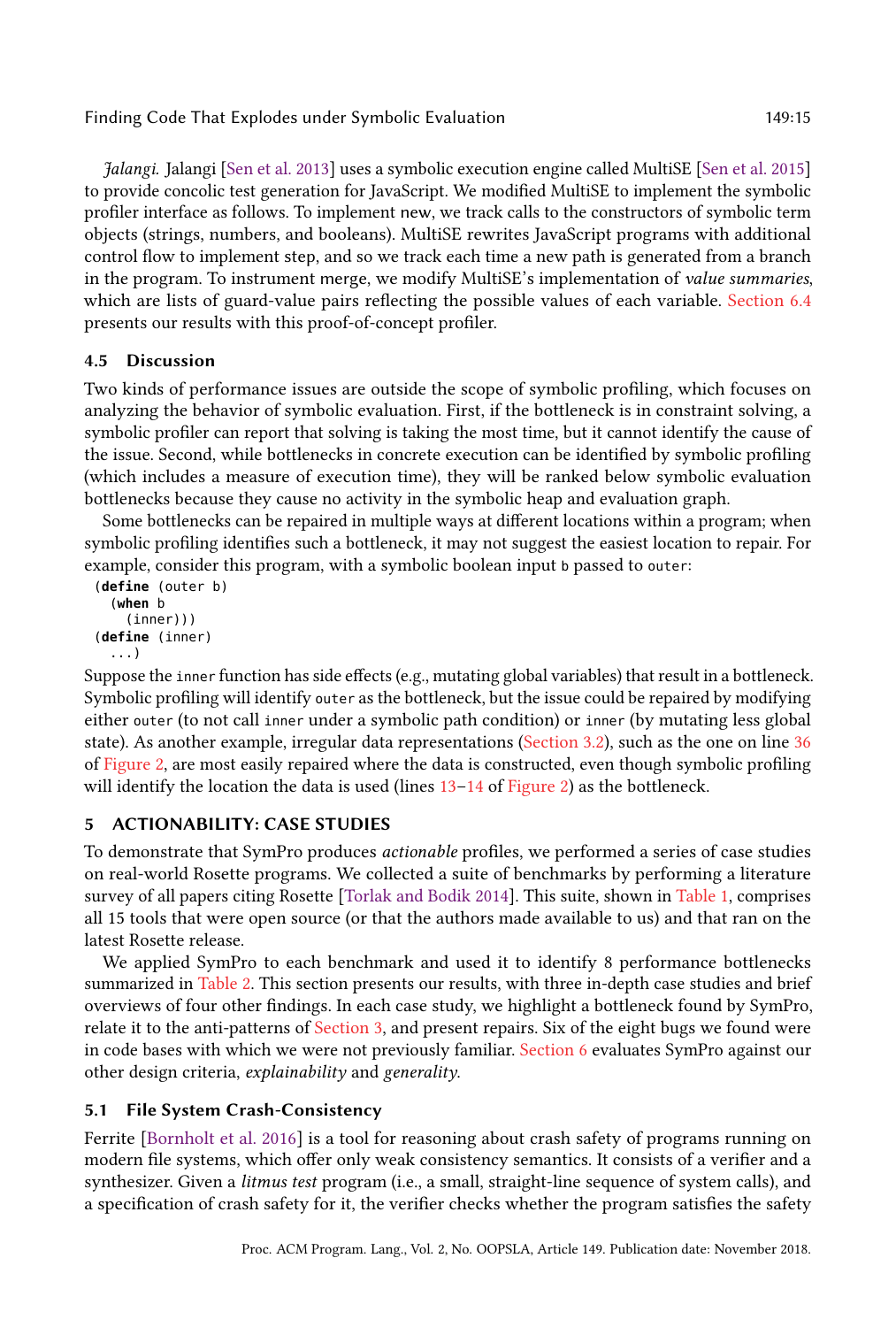*Jalangi.* Jalangi [Sen et al. 2013] uses a symbolic execution engine called MultiSE [Sen et al. 2015] to provide concolic test generation for JavaScript. We modified MultiSE to implement the symbolic profiler interface as follows. To implement new, we track calls to the constructors of symbolic term objects (strings, numbers, and booleans). MultiSE rewrites JavaScript programs with additional control flow to implement step, and so we track each time a new path is generated from a branch in the program. To instrument merge, we modify MultiSE's implementation of *value summaries*, which are lists of guard-value pairs reflecting the possible values of each variable. Section 6.4 presents our results with this proof-of-concept profiler.

### 4.5 Discussion

Two kinds of performance issues are outside the scope of symbolic profiling, which focuses on analyzing the behavior of symbolic evaluation. First, if the bottleneck is in constraint solving, a symbolic profiler can report that solving is taking the most time, but it cannot identify the cause of the issue. Second, while bottlenecks in concrete execution can be identified by symbolic profiling (which includes a measure of execution time), they will be ranked below symbolic evaluation bottlenecks because they cause no activity in the symbolic heap and evaluation graph.

Some bottlenecks can be repaired in multiple ways at different locations within a program; when symbolic profiling identifies such a bottleneck, it may not suggest the easiest location to repair. For example, consider this program, with a symbolic boolean input `b` passed to `outer`:

```
(define (outer b)
  (when b
    (inner)))
(define (inner)
  ...)
```

Suppose the `inner` function has side effects (e.g., mutating global variables) that result in a bottleneck. Symbolic profiling will identify `outer` as the bottleneck, but the issue could be repaired by modifying either `outer` (to not call `inner` under a symbolic path condition) or `inner` (by mutating less global state). As another example, irregular data representations (Section 3.2), such as the one on line 36 of Figure 2, are most easily repaired where the data is constructed, even though symbolic profiling will identify the location the data is used (lines 13–14 of Figure 2) as the bottleneck.

## 5 ACTIONABILITY: CASE STUDIES

To demonstrate that SymPro produces *actionable* profiles, we performed a series of case studies on real-world Rosette programs. We collected a suite of benchmarks by performing a literature survey of all papers citing Rosette [Torlak and Bodik 2014]. This suite, shown in Table 1, comprises all 15 tools that were open source (or that the authors made available to us) and that ran on the latest Rosette release.

We applied SymPro to each benchmark and used it to identify 8 performance bottlenecks summarized in Table 2. This section presents our results, with three in-depth case studies and brief overviews of four other findings. In each case study, we highlight a bottleneck found by SymPro, relate it to the anti-patterns of Section 3, and present repairs. Six of the eight bugs we found were in code bases with which we were not previously familiar. Section 6 evaluates SymPro against our other design criteria, *explainability* and *generality*.

### 5.1 File System Crash-Consistency

Ferrite [Bornholt et al. 2016] is a tool for reasoning about crash safety of programs running on modern file systems, which offer only weak consistency semantics. It consists of a verifier and a synthesizer. Given a *litmus test* program (i.e., a small, straight-line sequence of system calls), and a specification of crash safety for it, the verifier checks whether the program satisfies the safety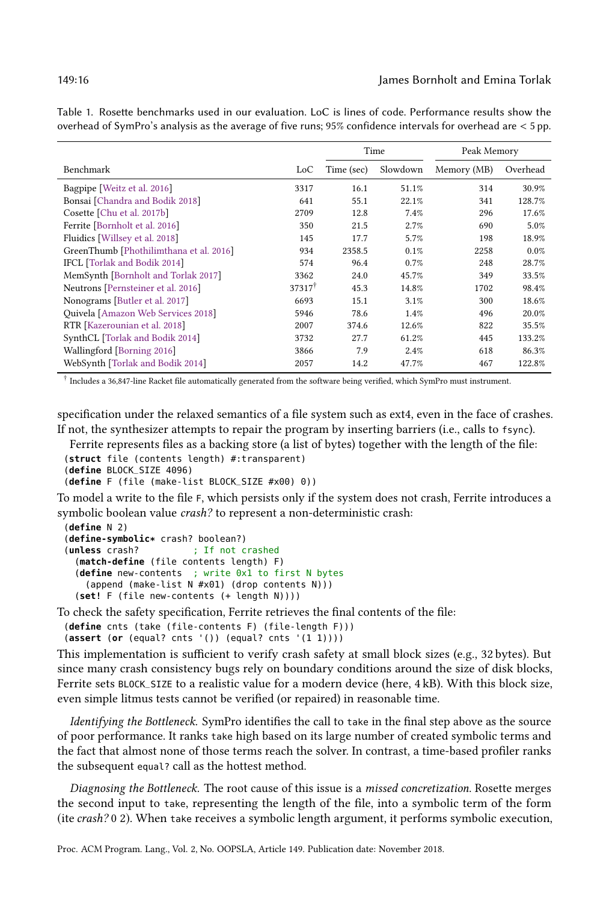Table 1. Rosette benchmarks used in our evaluation. LoC is lines of code. Performance results show the overhead of SymPro's analysis as the average of five runs; 95% confidence intervals for overhead are < 5 pp.

| | | Time | | Peak Memory | |
|---|---|---|---|---|---|
| Benchmark | LoC | Time (sec) | Slowdown | Memory (MB) | Overhead |
| Bagpipe [Weitz et al. 2016] | 3317 | 16.1 | 51.1% | 314 | 30.9% |
| Bonsai [Chandra and Bodik 2018] | 641 | 55.1 | 22.1% | 341 | 128.7% |
| Cosette [Chu et al. 2017b] | 2709 | 12.8 | 7.4% | 296 | 17.6% |
| Ferrite [Bornholt et al. 2016] | 350 | 21.5 | 2.7% | 690 | 5.0% |
| Fluidics [Willsey et al. 2018] | 145 | 17.7 | 5.7% | 198 | 18.9% |
| GreenThumb [Phothilimthana et al. 2016] | 934 | 2358.5 | 0.1% | 2258 | 0.0% |
| IFCL [Torlak and Bodik 2014] | 574 | 96.4 | 0.7% | 248 | 28.7% |
| MemSynth [Bornholt and Torlak 2017] | 3362 | 24.0 | 45.7% | 349 | 33.5% |
| Neutrons [Pernsteiner et al. 2016] | 37317† | 45.3 | 14.8% | 1702 | 98.4% |
| Nonograms [Butler et al. 2017] | 6693 | 15.1 | 3.1% | 300 | 18.6% |
| Quivela [Amazon Web Services 2018] | 5946 | 78.6 | 1.4% | 496 | 20.0% |
| RTR [Kazerounian et al. 2018] | 2007 | 374.6 | 12.6% | 822 | 35.5% |
| SynthCL [Torlak and Bodik 2014] | 3732 | 27.7 | 61.2% | 445 | 133.2% |
| Wallingford [Borning 2016] | 3866 | 7.9 | 2.4% | 618 | 86.3% |
| WebSynth [Torlak and Bodik 2014] | 2057 | 14.2 | 47.7% | 467 | 122.8% |

† Includes a 36,847-line Racket file automatically generated from the software being verified, which SymPro must instrument.

specification under the relaxed semantics of a file system such as ext4, even in the face of crashes. If not, the synthesizer attempts to repair the program by inserting barriers (i.e., calls to `fsync`).

Ferrite represents files as a backing store (a list of bytes) together with the length of the file:

```
(struct file (contents length) #:transparent)
(define BLOCK_SIZE 4096)
(define F (file (make-list BLOCK_SIZE #x00) 0))
```

To model a write to the file `F`, which persists only if the system does not crash, Ferrite introduces a symbolic boolean value *crash?* to represent a non-deterministic crash:

```
(define N 2)
(define-symbolic* crash? boolean?)
(unless crash?          ; If not crashed
  (match-define (file contents length) F)
  (define new-contents  ; write 0x1 to first N bytes
    (append (make-list N #x01) (drop contents N)))
  (set! F (file new-contents (+ length N))))
```

To check the safety specification, Ferrite retrieves the final contents of the file:

```
(define cnts (take (file-contents F) (file-length F)))
(assert (or (equal? cnts '()) (equal? cnts '(1 1))))
```

This implementation is sufficient to verify crash safety at small block sizes (e.g., 32 bytes). But since many crash consistency bugs rely on boundary conditions around the size of disk blocks, Ferrite sets `BLOCK_SIZE` to a realistic value for a modern device (here, 4 kB). With this block size, even simple litmus tests cannot be verified (or repaired) in reasonable time.

*Identifying the Bottleneck.* SymPro identifies the call to `take` in the final step above as the source of poor performance. It ranks `take` high based on its large number of created symbolic terms and the fact that almost none of those terms reach the solver. In contrast, a time-based profiler ranks the subsequent `equal?` call as the hottest method.

*Diagnosing the Bottleneck.* The root cause of this issue is a *missed concretization*. Rosette merges the second input to `take`, representing the length of the file, into a symbolic term of the form (ite *crash?* 0 2). When `take` receives a symbolic length argument, it performs symbolic execution,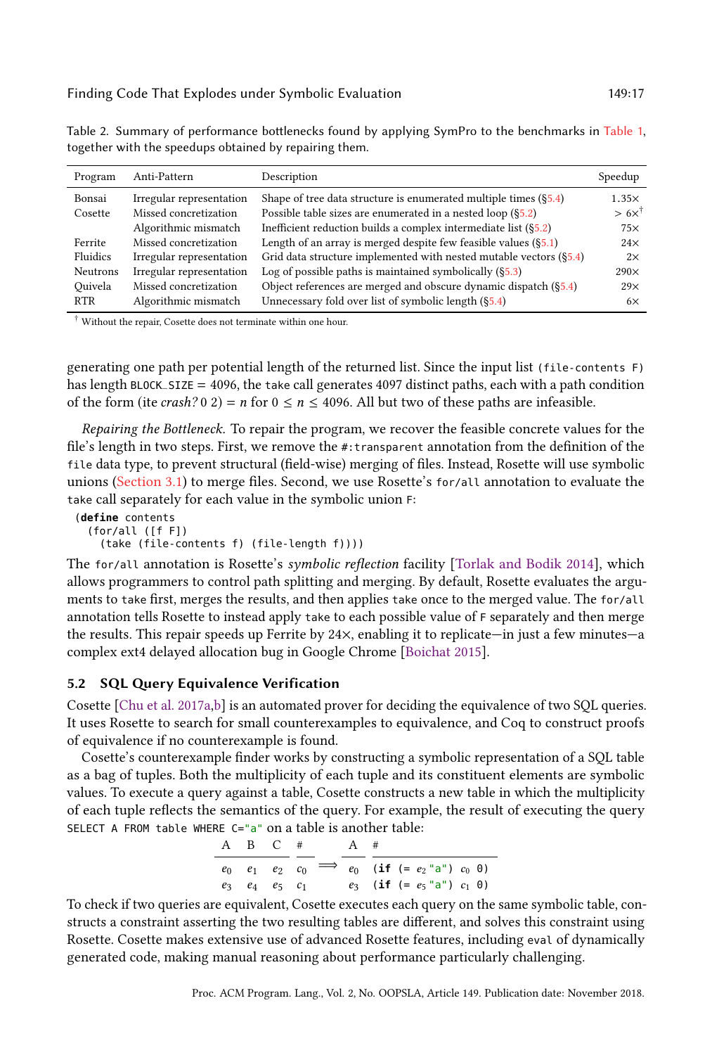Table 2. Summary of performance bottlenecks found by applying SymPro to the benchmarks in Table 1, together with the speedups obtained by repairing them.

| Program | Anti-Pattern | Description | Speedup |
|---|---|---|---|
| Bonsai | Irregular representation | Shape of tree data structure is enumerated multiple times (§5.4) | 1.35× |
| Cosette | Missed concretization | Possible table sizes are enumerated in a nested loop (§5.2) | > 6×[†] |
| | Algorithmic mismatch | Inefficient reduction builds a complex intermediate list (§5.2) | 75× |
| Ferrite | Missed concretization | Length of an array is merged despite few feasible values (§5.1) | 24× |
| Fluidics | Irregular representation | Grid data structure implemented with nested mutable vectors (§5.4) | 2× |
| Neutrons | Irregular representation | Log of possible paths is maintained symbolically (§5.3) | 290× |
| Quivela | Missed concretization | Object references are merged and obscure dynamic dispatch (§5.4) | 29× |
| RTR | Algorithmic mismatch | Unnecessary fold over list of symbolic length (§5.4) | 6× |

[†] Without the repair, Cosette does not terminate within one hour.

generating one path per potential length of the returned list. Since the input list `(file-contents F)` has length `BLOCK_SIZE` = 4096, the `take` call generates 4097 distinct paths, each with a path condition of the form (ite *crash?* 0 2) = $n$ for $0 \leq n \leq 4096$. All but two of these paths are infeasible.

*Repairing the Bottleneck.* To repair the program, we recover the feasible concrete values for the file's length in two steps. First, we remove the `#:transparent` annotation from the definition of the `file` data type, to prevent structural (field-wise) merging of files. Instead, Rosette will use symbolic unions (Section 3.1) to merge files. Second, we use Rosette's `for/all` annotation to evaluate the `take` call separately for each value in the symbolic union `F`:

```
(define contents
  (for/all ([f F])
    (take (file-contents f) (file-length f))))
```

The `for/all` annotation is Rosette's *symbolic reflection* facility [Torlak and Bodik 2014], which allows programmers to control path splitting and merging. By default, Rosette evaluates the arguments to `take` first, merges the results, and then applies `take` once to the merged value. The `for/all` annotation tells Rosette to instead apply `take` to each possible value of `F` separately and then merge the results. This repair speeds up Ferrite by 24×, enabling it to replicate—in just a few minutes—a complex ext4 delayed allocation bug in Google Chrome [Boichat 2015].

### 5.2 SQL Query Equivalence Verification

Cosette [Chu et al. 2017a,b] is an automated prover for deciding the equivalence of two SQL queries. It uses Rosette to search for small counterexamples to equivalence, and Coq to construct proofs of equivalence if no counterexample is found.

Cosette's counterexample finder works by constructing a symbolic representation of a SQL table as a bag of tuples. Both the multiplicity of each tuple and its constituent elements are symbolic values. To execute a query against a table, Cosette constructs a new table in which the multiplicity of each tuple reflects the semantics of the query. For example, the result of executing the query `SELECT A FROM table WHERE C="a"` on a table is another table:

| A | B | C | # |
|---|---|---|---|
| $e_0$ | $e_1$ | $e_2$ | $c_0$ |
| $e_3$ | $e_4$ | $e_5$ | $c_1$ |

$\Longrightarrow$

| A | # |
|---|---|
| $e_0$ | `(if (=` $e_2$ `"a")` $c_0$ `0)` |
| $e_3$ | `(if (=` $e_5$ `"a")` $c_1$ `0)` |

To check if two queries are equivalent, Cosette executes each query on the same symbolic table, constructs a constraint asserting the two resulting tables are different, and solves this constraint using Rosette. Cosette makes extensive use of advanced Rosette features, including `eval` of dynamically generated code, making manual reasoning about performance particularly challenging.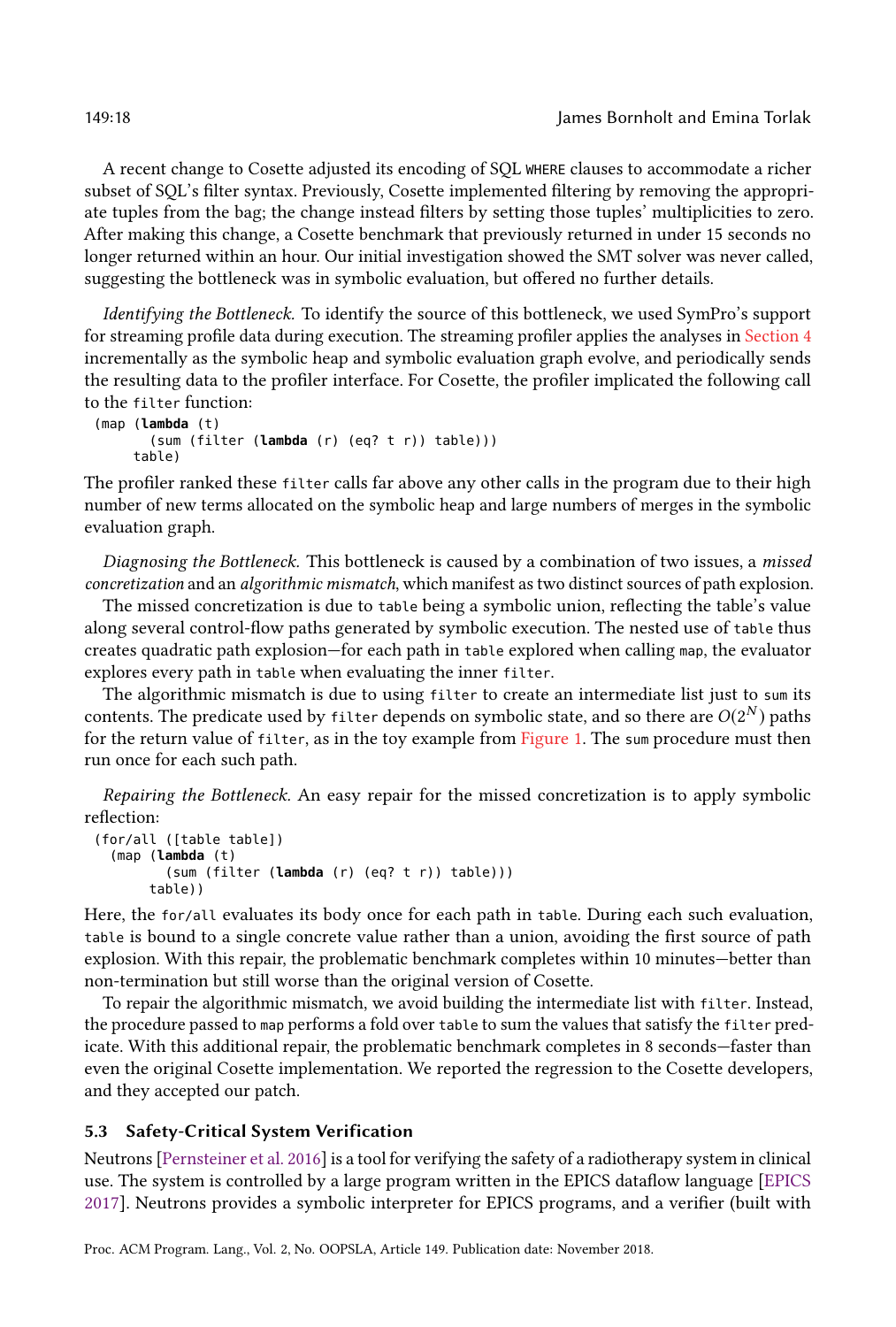A recent change to Cosette adjusted its encoding of SQL `WHERE` clauses to accommodate a richer subset of SQL's filter syntax. Previously, Cosette implemented filtering by removing the appropriate tuples from the bag; the change instead filters by setting those tuples' multiplicities to zero. After making this change, a Cosette benchmark that previously returned in under 15 seconds no longer returned within an hour. Our initial investigation showed the SMT solver was never called, suggesting the bottleneck was in symbolic evaluation, but offered no further details.

*Identifying the Bottleneck.* To identify the source of this bottleneck, we used SymPro's support for streaming profile data during execution. The streaming profiler applies the analyses in Section 4 incrementally as the symbolic heap and symbolic evaluation graph evolve, and periodically sends the resulting data to the profiler interface. For Cosette, the profiler implicated the following call to the `filter` function:

```
(map (lambda (t)
       (sum (filter (lambda (r) (eq? t r)) table)))
     table)
```

The profiler ranked these `filter` calls far above any other calls in the program due to their high number of new terms allocated on the symbolic heap and large numbers of merges in the symbolic evaluation graph.

*Diagnosing the Bottleneck.* This bottleneck is caused by a combination of two issues, a *missed concretization* and an *algorithmic mismatch*, which manifest as two distinct sources of path explosion.

The missed concretization is due to `table` being a symbolic union, reflecting the table's value along several control-flow paths generated by symbolic execution. The nested use of `table` thus creates quadratic path explosion—for each path in `table` explored when calling `map`, the evaluator explores every path in `table` when evaluating the inner `filter`.

The algorithmic mismatch is due to using `filter` to create an intermediate list just to `sum` its contents. The predicate used by `filter` depends on symbolic state, and so there are $O(2^N)$ paths for the return value of `filter`, as in the toy example from Figure 1. The `sum` procedure must then run once for each such path.

*Repairing the Bottleneck.* An easy repair for the missed concretization is to apply symbolic reflection:

```
(for/all ([table table])
  (map (lambda (t)
         (sum (filter (lambda (r) (eq? t r)) table)))
       table))
```

Here, the `for/all` evaluates its body once for each path in `table`. During each such evaluation, `table` is bound to a single concrete value rather than a union, avoiding the first source of path explosion. With this repair, the problematic benchmark completes within 10 minutes—better than non-termination but still worse than the original version of Cosette.

To repair the algorithmic mismatch, we avoid building the intermediate list with `filter`. Instead, the procedure passed to `map` performs a fold over `table` to sum the values that satisfy the `filter` predicate. With this additional repair, the problematic benchmark completes in 8 seconds—faster than even the original Cosette implementation. We reported the regression to the Cosette developers, and they accepted our patch.

### 5.3 Safety-Critical System Verification

Neutrons [Pernsteiner et al. 2016] is a tool for verifying the safety of a radiotherapy system in clinical use. The system is controlled by a large program written in the EPICS dataflow language [EPICS 2017]. Neutrons provides a symbolic interpreter for EPICS programs, and a verifier (built with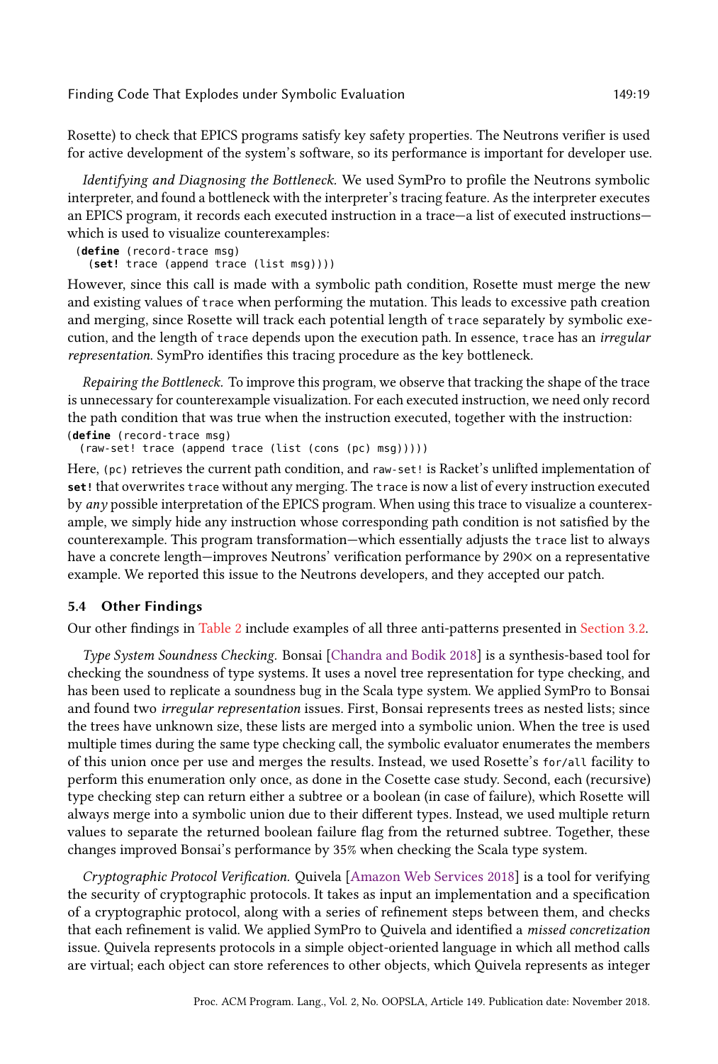Rosette) to check that EPICS programs satisfy key safety properties. The Neutrons verifier is used for active development of the system's software, so its performance is important for developer use.

*Identifying and Diagnosing the Bottleneck.* We used SymPro to profile the Neutrons symbolic interpreter, and found a bottleneck with the interpreter's tracing feature. As the interpreter executes an EPICS program, it records each executed instruction in a trace—a list of executed instructions—which is used to visualize counterexamples:

```
(define (record-trace msg)
  (set! trace (append trace (list msg))))
```

However, since this call is made with a symbolic path condition, Rosette must merge the new and existing values of `trace` when performing the mutation. This leads to excessive path creation and merging, since Rosette will track each potential length of `trace` separately by symbolic execution, and the length of `trace` depends upon the execution path. In essence, `trace` has an *irregular representation*. SymPro identifies this tracing procedure as the key bottleneck.

*Repairing the Bottleneck.* To improve this program, we observe that tracking the shape of the trace is unnecessary for counterexample visualization. For each executed instruction, we need only record the path condition that was true when the instruction executed, together with the instruction:

```
(define (record-trace msg)
  (raw-set! trace (append trace (list (cons (pc) msg)))))
```

Here, `(pc)` retrieves the current path condition, and `raw-set!` is Racket's unlifted implementation of **`set!`** that overwrites `trace` without any merging. The `trace` is now a list of every instruction executed by *any* possible interpretation of the EPICS program. When using this trace to visualize a counterexample, we simply hide any instruction whose corresponding path condition is not satisfied by the counterexample. This program transformation—which essentially adjusts the `trace` list to always have a concrete length—improves Neutrons' verification performance by 290× on a representative example. We reported this issue to the Neutrons developers, and they accepted our patch.

### 5.4 Other Findings

Our other findings in Table 2 include examples of all three anti-patterns presented in Section 3.2.

*Type System Soundness Checking.* Bonsai [Chandra and Bodik 2018] is a synthesis-based tool for checking the soundness of type systems. It uses a novel tree representation for type checking, and has been used to replicate a soundness bug in the Scala type system. We applied SymPro to Bonsai and found two *irregular representation* issues. First, Bonsai represents trees as nested lists; since the trees have unknown size, these lists are merged into a symbolic union. When the tree is used multiple times during the same type checking call, the symbolic evaluator enumerates the members of this union once per use and merges the results. Instead, we used Rosette's `for/all` facility to perform this enumeration only once, as done in the Cosette case study. Second, each (recursive) type checking step can return either a subtree or a boolean (in case of failure), which Rosette will always merge into a symbolic union due to their different types. Instead, we used multiple return values to separate the returned boolean failure flag from the returned subtree. Together, these changes improved Bonsai's performance by 35% when checking the Scala type system.

*Cryptographic Protocol Verification.* Quivela [Amazon Web Services 2018] is a tool for verifying the security of cryptographic protocols. It takes as input an implementation and a specification of a cryptographic protocol, along with a series of refinement steps between them, and checks that each refinement is valid. We applied SymPro to Quivela and identified a *missed concretization* issue. Quivela represents protocols in a simple object-oriented language in which all method calls are virtual; each object can store references to other objects, which Quivela represents as integer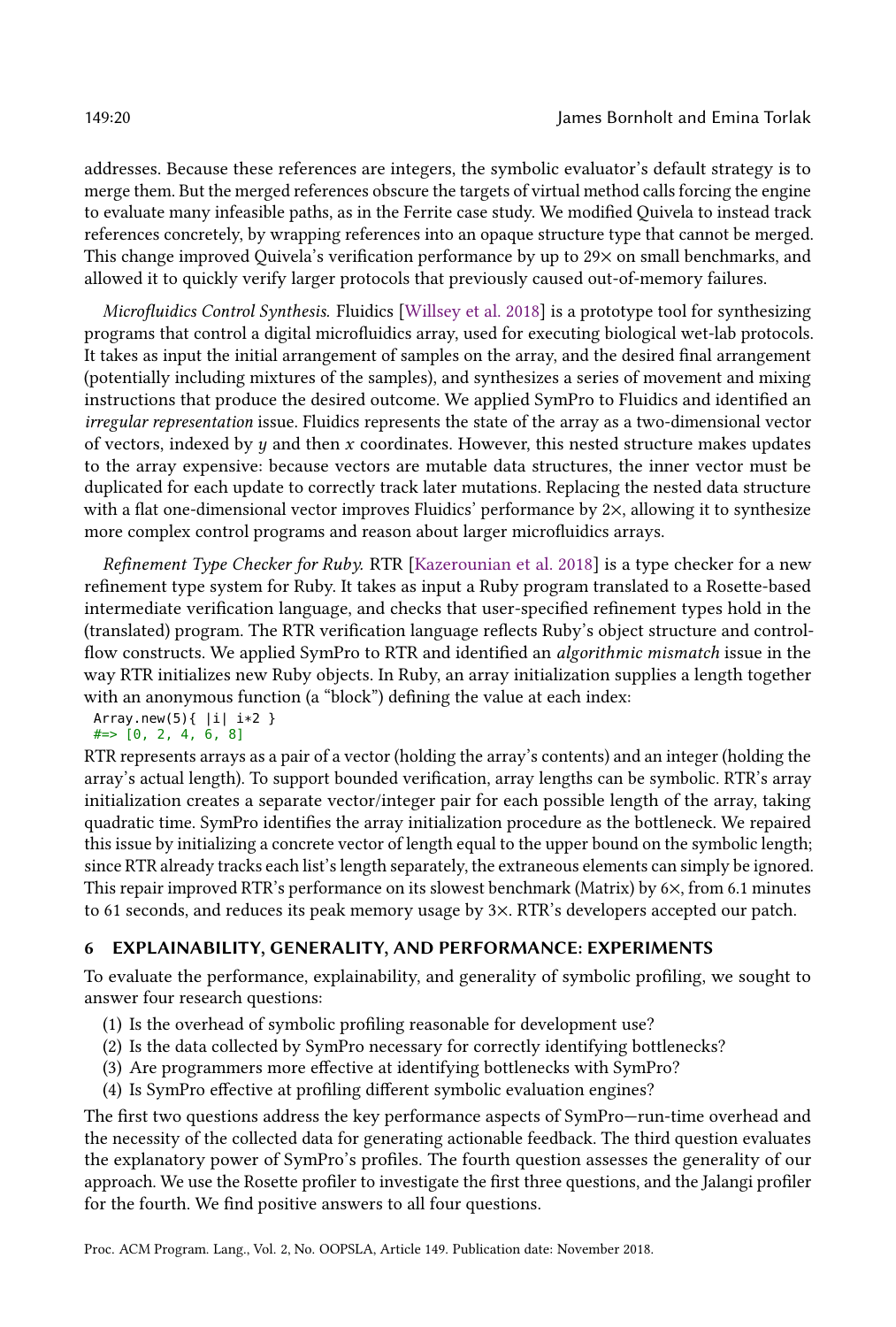addresses. Because these references are integers, the symbolic evaluator's default strategy is to merge them. But the merged references obscure the targets of virtual method calls forcing the engine to evaluate many infeasible paths, as in the Ferrite case study. We modified Quivela to instead track references concretely, by wrapping references into an opaque structure type that cannot be merged. This change improved Quivela's verification performance by up to 29× on small benchmarks, and allowed it to quickly verify larger protocols that previously caused out-of-memory failures.

*Microfluidics Control Synthesis.* Fluidics [Willsey et al. 2018] is a prototype tool for synthesizing programs that control a digital microfluidics array, used for executing biological wet-lab protocols. It takes as input the initial arrangement of samples on the array, and the desired final arrangement (potentially including mixtures of the samples), and synthesizes a series of movement and mixing instructions that produce the desired outcome. We applied SymPro to Fluidics and identified an *irregular representation* issue. Fluidics represents the state of the array as a two-dimensional vector of vectors, indexed by $y$ and then $x$ coordinates. However, this nested structure makes updates to the array expensive: because vectors are mutable data structures, the inner vector must be duplicated for each update to correctly track later mutations. Replacing the nested data structure with a flat one-dimensional vector improves Fluidics' performance by 2×, allowing it to synthesize more complex control programs and reason about larger microfluidics arrays.

*Refinement Type Checker for Ruby.* RTR [Kazerounian et al. 2018] is a type checker for a new refinement type system for Ruby. It takes as input a Ruby program translated to a Rosette-based intermediate verification language, and checks that user-specified refinement types hold in the (translated) program. The RTR verification language reflects Ruby's object structure and control-flow constructs. We applied SymPro to RTR and identified an *algorithmic mismatch* issue in the way RTR initializes new Ruby objects. In Ruby, an array initialization supplies a length together with an anonymous function (a "block") defining the value at each index:

```
Array.new(5){ |i| i*2 }
#=> [0, 2, 4, 6, 8]
```

RTR represents arrays as a pair of a vector (holding the array's contents) and an integer (holding the array's actual length). To support bounded verification, array lengths can be symbolic. RTR's array initialization creates a separate vector/integer pair for each possible length of the array, taking quadratic time. SymPro identifies the array initialization procedure as the bottleneck. We repaired this issue by initializing a concrete vector of length equal to the upper bound on the symbolic length; since RTR already tracks each list's length separately, the extraneous elements can simply be ignored. This repair improved RTR's performance on its slowest benchmark (Matrix) by 6×, from 6.1 minutes to 61 seconds, and reduces its peak memory usage by 3×. RTR's developers accepted our patch.

## 6 EXPLAINABILITY, GENERALITY, AND PERFORMANCE: EXPERIMENTS

To evaluate the performance, explainability, and generality of symbolic profiling, we sought to answer four research questions:

1. Is the overhead of symbolic profiling reasonable for development use?
2. Is the data collected by SymPro necessary for correctly identifying bottlenecks?
3. Are programmers more effective at identifying bottlenecks with SymPro?
4. Is SymPro effective at profiling different symbolic evaluation engines?

The first two questions address the key performance aspects of SymPro—run-time overhead and the necessity of the collected data for generating actionable feedback. The third question evaluates the explanatory power of SymPro's profiles. The fourth question assesses the generality of our approach. We use the Rosette profiler to investigate the first three questions, and the Jalangi profiler for the fourth. We find positive answers to all four questions.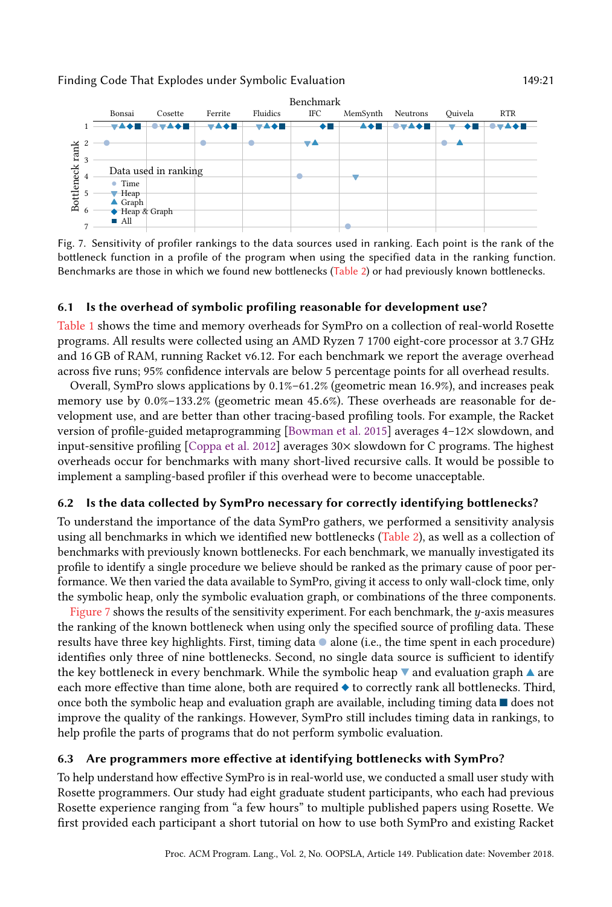Fig. 7. Sensitivity of profiler rankings to the data sources used in ranking. Each point is the rank of the bottleneck function in a profile of the program when using the specified data in the ranking function. Benchmarks are those in which we found new bottlenecks (Table 2) or had previously known bottlenecks.

### 6.1 Is the overhead of symbolic profiling reasonable for development use?

Table 1 shows the time and memory overheads for SymPro on a collection of real-world Rosette programs. All results were collected using an AMD Ryzen 7 1700 eight-core processor at 3.7 GHz and 16 GB of RAM, running Racket v6.12. For each benchmark we report the average overhead across five runs; 95% confidence intervals are below 5 percentage points for all overhead results.

Overall, SymPro slows applications by 0.1%–61.2% (geometric mean 16.9%), and increases peak memory use by 0.0%–133.2% (geometric mean 45.6%). These overheads are reasonable for development use, and are better than other tracing-based profiling tools. For example, the Racket version of profile-guided metaprogramming [Bowman et al. 2015] averages 4–12× slowdown, and input-sensitive profiling [Coppa et al. 2012] averages 30× slowdown for C programs. The highest overheads occur for benchmarks with many short-lived recursive calls. It would be possible to implement a sampling-based profiler if this overhead were to become unacceptable.

### 6.2 Is the data collected by SymPro necessary for correctly identifying bottlenecks?

To understand the importance of the data SymPro gathers, we performed a sensitivity analysis using all benchmarks in which we identified new bottlenecks (Table 2), as well as a collection of benchmarks with previously known bottlenecks. For each benchmark, we manually investigated its profile to identify a single procedure we believe should be ranked as the primary cause of poor performance. We then varied the data available to SymPro, giving it access to only wall-clock time, only the symbolic heap, only the symbolic evaluation graph, or combinations of the three components.

Figure 7 shows the results of the sensitivity experiment. For each benchmark, the $y$-axis measures the ranking of the known bottleneck when using only the specified source of profiling data. These results have three key highlights. First, timing data ● alone (i.e., the time spent in each procedure) identifies only three of nine bottlenecks. Second, no single data source is sufficient to identify the key bottleneck in every benchmark. While the symbolic heap ▼ and evaluation graph ▲ are each more effective than time alone, both are required ◆ to correctly rank all bottlenecks. Third, once both the symbolic heap and evaluation graph are available, including timing data ■ does not improve the quality of the rankings. However, SymPro still includes timing data in rankings, to help profile the parts of programs that do not perform symbolic evaluation.

### 6.3 Are programmers more effective at identifying bottlenecks with SymPro?

To help understand how effective SymPro is in real-world use, we conducted a small user study with Rosette programmers. Our study had eight graduate student participants, who each had previous Rosette experience ranging from "a few hours" to multiple published papers using Rosette. We first provided each participant a short tutorial on how to use both SymPro and existing Racket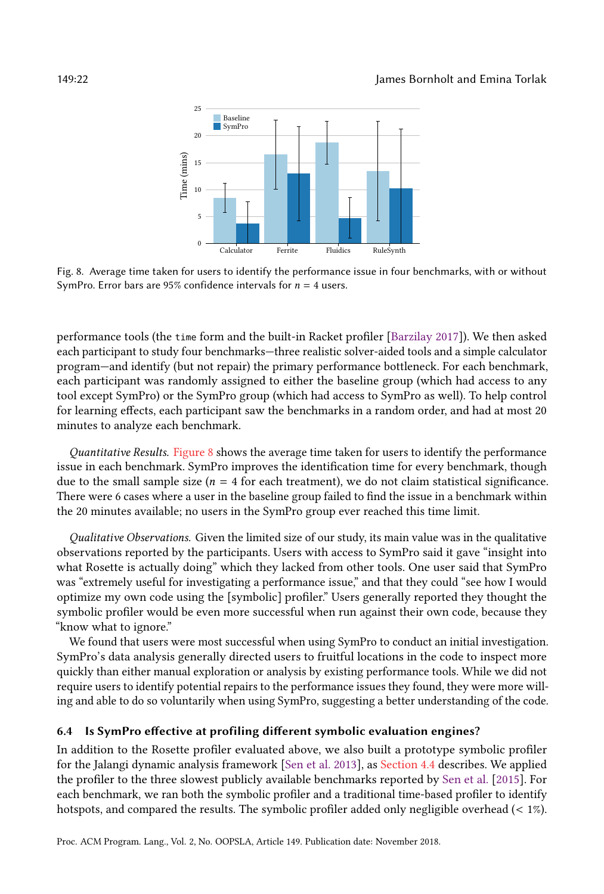Fig. 8. Average time taken for users to identify the performance issue in four benchmarks, with or without SymPro. Error bars are 95% confidence intervals for $n = 4$ users.

performance tools (the `time` form and the built-in Racket profiler [Barzilay 2017]). We then asked each participant to study four benchmarks—three realistic solver-aided tools and a simple calculator program—and identify (but not repair) the primary performance bottleneck. For each benchmark, each participant was randomly assigned to either the baseline group (which had access to any tool except SymPro) or the SymPro group (which had access to SymPro as well). To help control for learning effects, each participant saw the benchmarks in a random order, and had at most 20 minutes to analyze each benchmark.

*Quantitative Results.* Figure 8 shows the average time taken for users to identify the performance issue in each benchmark. SymPro improves the identification time for every benchmark, though due to the small sample size ($n = 4$ for each treatment), we do not claim statistical significance. There were 6 cases where a user in the baseline group failed to find the issue in a benchmark within the 20 minutes available; no users in the SymPro group ever reached this time limit.

*Qualitative Observations.* Given the limited size of our study, its main value was in the qualitative observations reported by the participants. Users with access to SymPro said it gave "insight into what Rosette is actually doing" which they lacked from other tools. One user said that SymPro was "extremely useful for investigating a performance issue," and that they could "see how I would optimize my own code using the [symbolic] profiler." Users generally reported they thought the symbolic profiler would be even more successful when run against their own code, because they "know what to ignore."

We found that users were most successful when using SymPro to conduct an initial investigation. SymPro's data analysis generally directed users to fruitful locations in the code to inspect more quickly than either manual exploration or analysis by existing performance tools. While we did not require users to identify potential repairs to the performance issues they found, they were more willing and able to do so voluntarily when using SymPro, suggesting a better understanding of the code.

### 6.4 Is SymPro effective at profiling different symbolic evaluation engines?

In addition to the Rosette profiler evaluated above, we also built a prototype symbolic profiler for the Jalangi dynamic analysis framework [Sen et al. 2013], as Section 4.4 describes. We applied the profiler to the three slowest publicly available benchmarks reported by Sen et al. [2015]. For each benchmark, we ran both the symbolic profiler and a traditional time-based profiler to identify hotspots, and compared the results. The symbolic profiler added only negligible overhead (< 1%).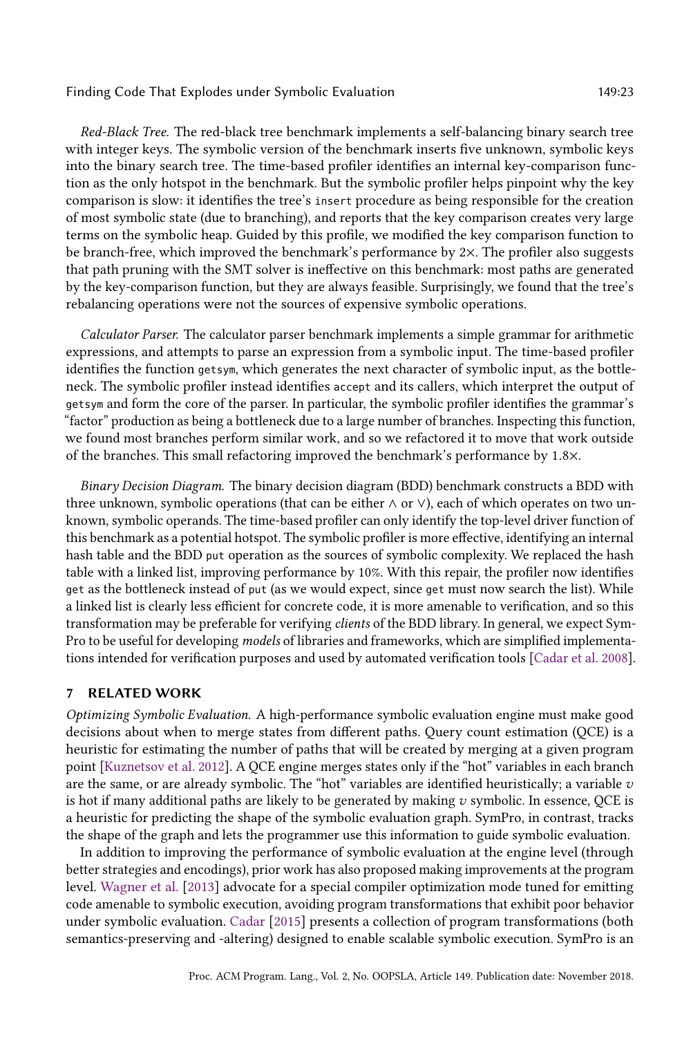*Red-Black Tree.* The red-black tree benchmark implements a self-balancing binary search tree with integer keys. The symbolic version of the benchmark inserts five unknown, symbolic keys into the binary search tree. The time-based profiler identifies an internal key-comparison function as the only hotspot in the benchmark. But the symbolic profiler helps pinpoint why the key comparison is slow: it identifies the tree's `insert` procedure as being responsible for the creation of most symbolic state (due to branching), and reports that the key comparison creates very large terms on the symbolic heap. Guided by this profile, we modified the key comparison function to be branch-free, which improved the benchmark's performance by 2×. The profiler also suggests that path pruning with the SMT solver is ineffective on this benchmark: most paths are generated by the key-comparison function, but they are always feasible. Surprisingly, we found that the tree's rebalancing operations were not the sources of expensive symbolic operations.

*Calculator Parser.* The calculator parser benchmark implements a simple grammar for arithmetic expressions, and attempts to parse an expression from a symbolic input. The time-based profiler identifies the function `getsym`, which generates the next character of symbolic input, as the bottleneck. The symbolic profiler instead identifies `accept` and its callers, which interpret the output of `getsym` and form the core of the parser. In particular, the symbolic profiler identifies the grammar's "factor" production as being a bottleneck due to a large number of branches. Inspecting this function, we found most branches perform similar work, and so we refactored it to move that work outside of the branches. This small refactoring improved the benchmark's performance by 1.8×.

*Binary Decision Diagram.* The binary decision diagram (BDD) benchmark constructs a BDD with three unknown, symbolic operations (that can be either $\wedge$ or $\vee$), each of which operates on two unknown, symbolic operands. The time-based profiler can only identify the top-level driver function of this benchmark as a potential hotspot. The symbolic profiler is more effective, identifying an internal hash table and the BDD `put` operation as the sources of symbolic complexity. We replaced the hash table with a linked list, improving performance by 10%. With this repair, the profiler now identifies `get` as the bottleneck instead of `put` (as we would expect, since `get` must now search the list). While a linked list is clearly less efficient for concrete code, it is more amenable to verification, and so this transformation may be preferable for verifying *clients* of the BDD library. In general, we expect SymPro to be useful for developing *models* of libraries and frameworks, which are simplified implementations intended for verification purposes and used by automated verification tools [Cadar et al. 2008].

## 7 RELATED WORK

*Optimizing Symbolic Evaluation.* A high-performance symbolic evaluation engine must make good decisions about when to merge states from different paths. Query count estimation (QCE) is a heuristic for estimating the number of paths that will be created by merging at a given program point [Kuznetsov et al. 2012]. A QCE engine merges states only if the "hot" variables in each branch are the same, or are already symbolic. The "hot" variables are identified heuristically; a variable $v$ is hot if many additional paths are likely to be generated by making $v$ symbolic. In essence, QCE is a heuristic for predicting the shape of the symbolic evaluation graph. SymPro, in contrast, tracks the shape of the graph and lets the programmer use this information to guide symbolic evaluation.

In addition to improving the performance of symbolic evaluation at the engine level (through better strategies and encodings), prior work has also proposed making improvements at the program level. Wagner et al. [2013] advocate for a special compiler optimization mode tuned for emitting code amenable to symbolic execution, avoiding program transformations that exhibit poor behavior under symbolic evaluation. Cadar [2015] presents a collection of program transformations (both semantics-preserving and -altering) designed to enable scalable symbolic execution. SymPro is an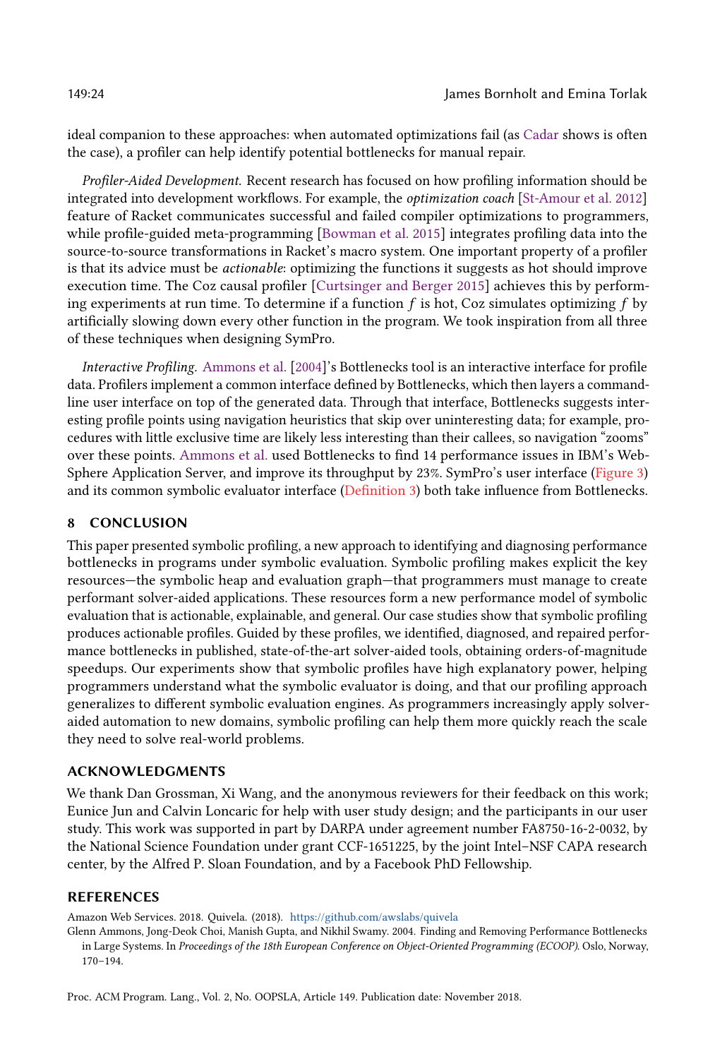ideal companion to these approaches: when automated optimizations fail (as Cadar shows is often the case), a profiler can help identify potential bottlenecks for manual repair.

*Profiler-Aided Development.* Recent research has focused on how profiling information should be integrated into development workflows. For example, the *optimization coach* [St-Amour et al. 2012] feature of Racket communicates successful and failed compiler optimizations to programmers, while profile-guided meta-programming [Bowman et al. 2015] integrates profiling data into the source-to-source transformations in Racket's macro system. One important property of a profiler is that its advice must be *actionable*: optimizing the functions it suggests as hot should improve execution time. The Coz causal profiler [Curtsinger and Berger 2015] achieves this by performing experiments at run time. To determine if a function $f$ is hot, Coz simulates optimizing $f$ by artificially slowing down every other function in the program. We took inspiration from all three of these techniques when designing SymPro.

*Interactive Profiling.* Ammons et al. [2004]'s Bottlenecks tool is an interactive interface for profile data. Profilers implement a common interface defined by Bottlenecks, which then layers a command-line user interface on top of the generated data. Through that interface, Bottlenecks suggests interesting profile points using navigation heuristics that skip over uninteresting data; for example, procedures with little exclusive time are likely less interesting than their callees, so navigation "zooms" over these points. Ammons et al. used Bottlenecks to find 14 performance issues in IBM's WebSphere Application Server, and improve its throughput by 23%. SymPro's user interface (Figure 3) and its common symbolic evaluator interface (Definition 3) both take influence from Bottlenecks.

## 8 CONCLUSION

This paper presented symbolic profiling, a new approach to identifying and diagnosing performance bottlenecks in programs under symbolic evaluation. Symbolic profiling makes explicit the key resources—the symbolic heap and evaluation graph—that programmers must manage to create performant solver-aided applications. These resources form a new performance model of symbolic evaluation that is actionable, explainable, and general. Our case studies show that symbolic profiling produces actionable profiles. Guided by these profiles, we identified, diagnosed, and repaired performance bottlenecks in published, state-of-the-art solver-aided tools, obtaining orders-of-magnitude speedups. Our experiments show that symbolic profiles have high explanatory power, helping programmers understand what the symbolic evaluator is doing, and that our profiling approach generalizes to different symbolic evaluation engines. As programmers increasingly apply solver-aided automation to new domains, symbolic profiling can help them more quickly reach the scale they need to solve real-world problems.

## ACKNOWLEDGMENTS

We thank Dan Grossman, Xi Wang, and the anonymous reviewers for their feedback on this work; Eunice Jun and Calvin Loncaric for help with user study design; and the participants in our user study. This work was supported in part by DARPA under agreement number FA8750-16-2-0032, by the National Science Foundation under grant CCF-1651225, by the joint Intel–NSF CAPA research center, by the Alfred P. Sloan Foundation, and by a Facebook PhD Fellowship.

## REFERENCES

Amazon Web Services. 2018. Quivela. (2018). https://github.com/awslabs/quivela

Glenn Ammons, Jong-Deok Choi, Manish Gupta, and Nikhil Swamy. 2004. Finding and Removing Performance Bottlenecks in Large Systems. In *Proceedings of the 18th European Conference on Object-Oriented Programming (ECOOP)*. Oslo, Norway, 170–194.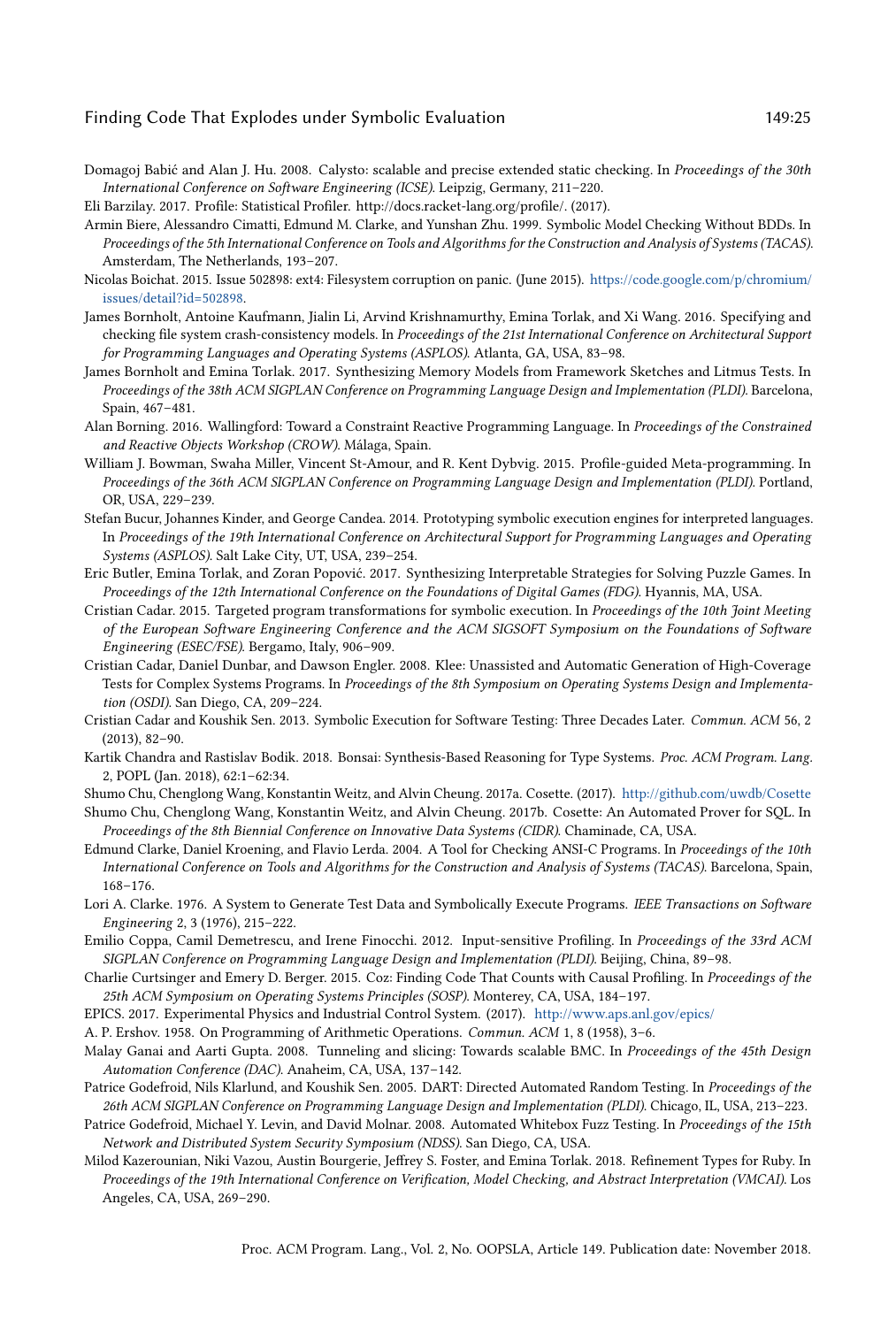Domagoj Babić and Alan J. Hu. 2008. Calysto: scalable and precise extended static checking. In *Proceedings of the 30th International Conference on Software Engineering (ICSE)*. Leipzig, Germany, 211–220.

Eli Barzilay. 2017. Profile: Statistical Profiler. http://docs.racket-lang.org/profile/. (2017).

Armin Biere, Alessandro Cimatti, Edmund M. Clarke, and Yunshan Zhu. 1999. Symbolic Model Checking Without BDDs. In *Proceedings of the 5th International Conference on Tools and Algorithms for the Construction and Analysis of Systems (TACAS)*. Amsterdam, The Netherlands, 193–207.

Nicolas Boichat. 2015. Issue 502898: ext4: Filesystem corruption on panic. (June 2015). https://code.google.com/p/chromium/issues/detail?id=502898.

James Bornholt, Antoine Kaufmann, Jialin Li, Arvind Krishnamurthy, Emina Torlak, and Xi Wang. 2016. Specifying and checking file system crash-consistency models. In *Proceedings of the 21st International Conference on Architectural Support for Programming Languages and Operating Systems (ASPLOS)*. Atlanta, GA, USA, 83–98.

James Bornholt and Emina Torlak. 2017. Synthesizing Memory Models from Framework Sketches and Litmus Tests. In *Proceedings of the 38th ACM SIGPLAN Conference on Programming Language Design and Implementation (PLDI)*. Barcelona, Spain, 467–481.

Alan Borning. 2016. Wallingford: Toward a Constraint Reactive Programming Language. In *Proceedings of the Constrained and Reactive Objects Workshop (CROW)*. Málaga, Spain.

William J. Bowman, Swaha Miller, Vincent St-Amour, and R. Kent Dybvig. 2015. Profile-guided Meta-programming. In *Proceedings of the 36th ACM SIGPLAN Conference on Programming Language Design and Implementation (PLDI)*. Portland, OR, USA, 229–239.

Stefan Bucur, Johannes Kinder, and George Candea. 2014. Prototyping symbolic execution engines for interpreted languages. In *Proceedings of the 19th International Conference on Architectural Support for Programming Languages and Operating Systems (ASPLOS)*. Salt Lake City, UT, USA, 239–254.

Eric Butler, Emina Torlak, and Zoran Popović. 2017. Synthesizing Interpretable Strategies for Solving Puzzle Games. In *Proceedings of the 12th International Conference on the Foundations of Digital Games (FDG)*. Hyannis, MA, USA.

Cristian Cadar. 2015. Targeted program transformations for symbolic execution. In *Proceedings of the 10th Joint Meeting of the European Software Engineering Conference and the ACM SIGSOFT Symposium on the Foundations of Software Engineering (ESEC/FSE)*. Bergamo, Italy, 906–909.

Cristian Cadar, Daniel Dunbar, and Dawson Engler. 2008. Klee: Unassisted and Automatic Generation of High-Coverage Tests for Complex Systems Programs. In *Proceedings of the 8th Symposium on Operating Systems Design and Implementation (OSDI)*. San Diego, CA, 209–224.

Cristian Cadar and Koushik Sen. 2013. Symbolic Execution for Software Testing: Three Decades Later. *Commun. ACM* 56, 2 (2013), 82–90.

Kartik Chandra and Rastislav Bodik. 2018. Bonsai: Synthesis-Based Reasoning for Type Systems. *Proc. ACM Program. Lang.* 2, POPL (Jan. 2018), 62:1–62:34.

Shumo Chu, Chenglong Wang, Konstantin Weitz, and Alvin Cheung. 2017a. Cosette. (2017). http://github.com/uwdb/Cosette

Shumo Chu, Chenglong Wang, Konstantin Weitz, and Alvin Cheung. 2017b. Cosette: An Automated Prover for SQL. In *Proceedings of the 8th Biennial Conference on Innovative Data Systems (CIDR)*. Chaminade, CA, USA.

Edmund Clarke, Daniel Kroening, and Flavio Lerda. 2004. A Tool for Checking ANSI-C Programs. In *Proceedings of the 10th International Conference on Tools and Algorithms for the Construction and Analysis of Systems (TACAS)*. Barcelona, Spain, 168–176.

Lori A. Clarke. 1976. A System to Generate Test Data and Symbolically Execute Programs. *IEEE Transactions on Software Engineering* 2, 3 (1976), 215–222.

Emilio Coppa, Camil Demetrescu, and Irene Finocchi. 2012. Input-sensitive Profiling. In *Proceedings of the 33rd ACM SIGPLAN Conference on Programming Language Design and Implementation (PLDI)*. Beijing, China, 89–98.

Charlie Curtsinger and Emery D. Berger. 2015. Coz: Finding Code That Counts with Causal Profiling. In *Proceedings of the 25th ACM Symposium on Operating Systems Principles (SOSP)*. Monterey, CA, USA, 184–197.

EPICS. 2017. Experimental Physics and Industrial Control System. (2017). http://www.aps.anl.gov/epics/

A. P. Ershov. 1958. On Programming of Arithmetic Operations. *Commun. ACM* 1, 8 (1958), 3–6.

Malay Ganai and Aarti Gupta. 2008. Tunneling and slicing: Towards scalable BMC. In *Proceedings of the 45th Design Automation Conference (DAC)*. Anaheim, CA, USA, 137–142.

Patrice Godefroid, Nils Klarlund, and Koushik Sen. 2005. DART: Directed Automated Random Testing. In *Proceedings of the 26th ACM SIGPLAN Conference on Programming Language Design and Implementation (PLDI)*. Chicago, IL, USA, 213–223.

Patrice Godefroid, Michael Y. Levin, and David Molnar. 2008. Automated Whitebox Fuzz Testing. In *Proceedings of the 15th Network and Distributed System Security Symposium (NDSS)*. San Diego, CA, USA.

Milod Kazerounian, Niki Vazou, Austin Bourgerie, Jeffrey S. Foster, and Emina Torlak. 2018. Refinement Types for Ruby. In *Proceedings of the 19th International Conference on Verification, Model Checking, and Abstract Interpretation (VMCAI)*. Los Angeles, CA, USA, 269–290.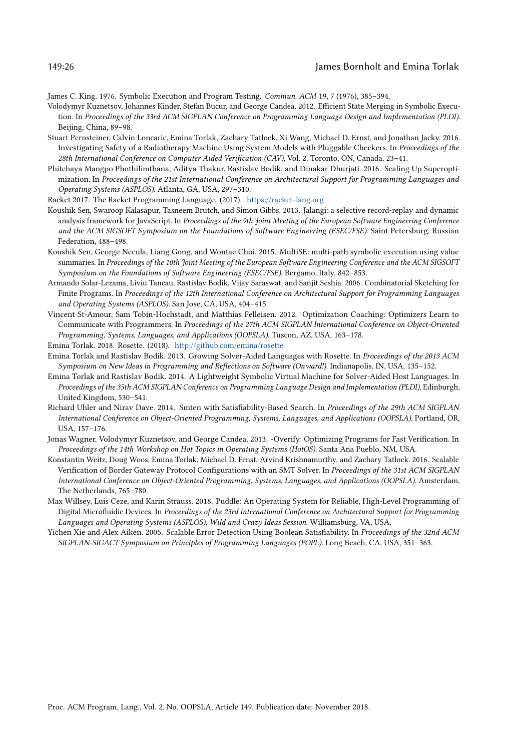James C. King. 1976. Symbolic Execution and Program Testing. *Commun. ACM* 19, 7 (1976), 385–394.

Volodymyr Kuznetsov, Johannes Kinder, Stefan Bucur, and George Candea. 2012. Efficient State Merging in Symbolic Execution. In *Proceedings of the 33rd ACM SIGPLAN Conference on Programming Language Design and Implementation (PLDI)*. Beijing, China, 89–98.

Stuart Pernsteiner, Calvin Loncaric, Emina Torlak, Zachary Tatlock, Xi Wang, Michael D. Ernst, and Jonathan Jacky. 2016. Investigating Safety of a Radiotherapy Machine Using System Models with Pluggable Checkers. In *Proceedings of the 28th International Conference on Computer Aided Verification (CAV)*, Vol. 2. Toronto, ON, Canada, 23–41.

Phitchaya Mangpo Phothilimthana, Aditya Thakur, Rastislav Bodik, and Dinakar Dhurjati. 2016. Scaling Up Superoptimization. In *Proceedings of the 21st International Conference on Architectural Support for Programming Languages and Operating Systems (ASPLOS)*. Atlanta, GA, USA, 297–310.

Racket 2017. The Racket Programming Language. (2017). https://racket-lang.org

Koushik Sen, Swaroop Kalasapur, Tasneem Brutch, and Simon Gibbs. 2013. Jalangi: a selective record-replay and dynamic analysis framework for JavaScript. In *Proceedings of the 9th Joint Meeting of the European Software Engineering Conference and the ACM SIGSOFT Symposium on the Foundations of Software Engineering (ESEC/FSE)*. Saint Petersburg, Russian Federation, 488–498.

Koushik Sen, George Necula, Liang Gong, and Wontae Choi. 2015. MultiSE: multi-path symbolic execution using value summaries. In *Proceedings of the 10th Joint Meeting of the European Software Engineering Conference and the ACM SIGSOFT Symposium on the Foundations of Software Engineering (ESEC/FSE)*. Bergamo, Italy, 842–853.

Armando Solar-Lezama, Liviu Tancau, Rastislav Bodik, Vijay Saraswat, and Sanjit Seshia. 2006. Combinatorial Sketching for Finite Programs. In *Proceedings of the 12th International Conference on Architectural Support for Programming Languages and Operating Systems (ASPLOS)*. San Jose, CA, USA, 404–415.

Vincent St-Amour, Sam Tobin-Hochstadt, and Matthias Felleisen. 2012. Optimization Coaching: Optimizers Learn to Communicate with Programmers. In *Proceedings of the 27th ACM SIGPLAN International Conference on Object-Oriented Programming, Systems, Languages, and Applications (OOPSLA)*. Tuscon, AZ, USA, 163–178.

Emina Torlak. 2018. Rosette. (2018). http://github.com/emina/rosette

Emina Torlak and Rastislav Bodik. 2013. Growing Solver-Aided Languages with Rosette. In *Proceedings of the 2013 ACM Symposium on New Ideas in Programming and Reflections on Software (Onward!)*. Indianapolis, IN, USA, 135–152.

Emina Torlak and Rastislav Bodik. 2014. A Lightweight Symbolic Virtual Machine for Solver-Aided Host Languages. In *Proceedings of the 35th ACM SIGPLAN Conference on Programming Language Design and Implementation (PLDI)*. Edinburgh, United Kingdom, 530–541.

Richard Uhler and Nirav Dave. 2014. Smten with Satisfiability-Based Search. In *Proceedings of the 29th ACM SIGPLAN International Conference on Object-Oriented Programming, Systems, Languages, and Applications (OOPSLA)*. Portland, OR, USA, 157–176.

Jonas Wagner, Volodymyr Kuznetsov, and George Candea. 2013. -Overify: Optimizing Programs for Fast Verification. In *Proceedings of the 14th Workshop on Hot Topics in Operating Systems (HotOS)*. Santa Ana Pueblo, NM, USA.

Konstantin Weitz, Doug Woos, Emina Torlak, Michael D. Ernst, Arvind Krishnamurthy, and Zachary Tatlock. 2016. Scalable Verification of Border Gateway Protocol Configurations with an SMT Solver. In *Proceedings of the 31st ACM SIGPLAN International Conference on Object-Oriented Programming, Systems, Languages, and Applications (OOPSLA)*. Amsterdam, The Netherlands, 765–780.

Max Willsey, Luis Ceze, and Karin Strauss. 2018. Puddle: An Operating System for Reliable, High-Level Programming of Digital Microfluidic Devices. In *Proceedings of the 23rd International Conference on Architectural Support for Programming Languages and Operating Systems (ASPLOS), Wild and Crazy Ideas Session*. Williamsburg, VA, USA.

Yichen Xie and Alex Aiken. 2005. Scalable Error Detection Using Boolean Satisfiability. In *Proceedings of the 32nd ACM SIGPLAN-SIGACT Symposium on Principles of Programming Languages (POPL)*. Long Beach, CA, USA, 351–363.